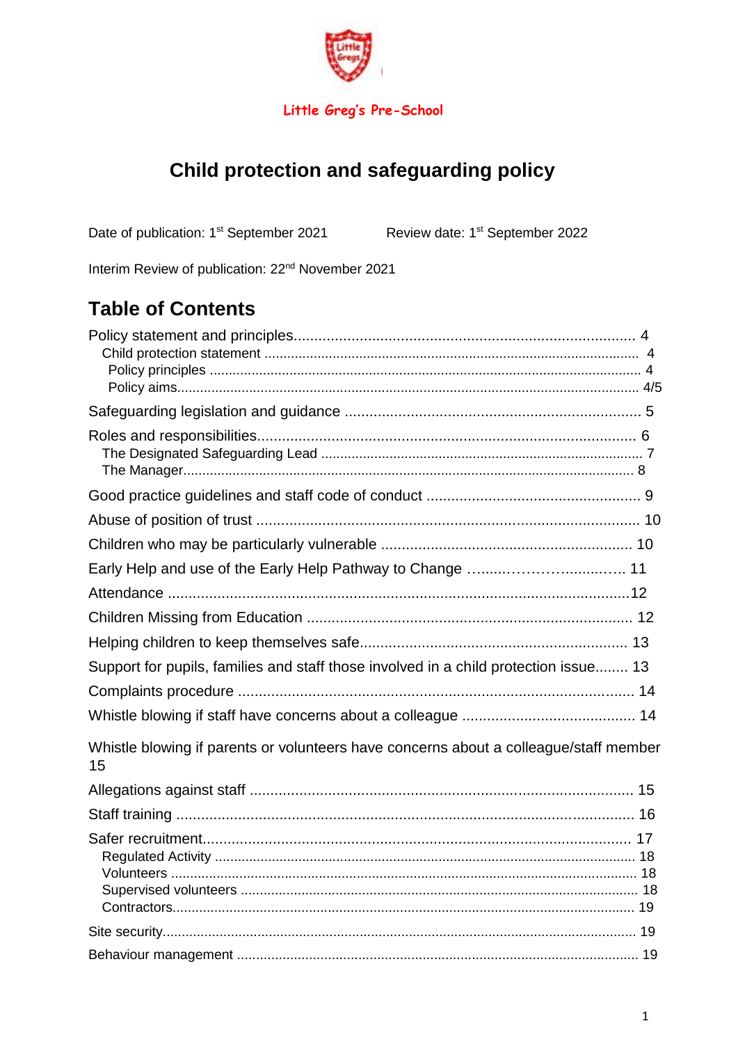Little Greg's Pre-School

# Child protection and safeguarding policy

Date of publication: 1st September 2021 Review date: 1st September 2022

Interim Review of publication: 22nd November 2021

## Table of Contents

Policy statement and principles.................................................................................. 4
- Child protection statement ........................................................................................ 4
- Policy principles ........................................................................................................ 4
- Policy aims................................................................................................................ 4/5

Safeguarding legislation and guidance ....................................................................... 5

Roles and responsibilities........................................................................................... 6
- The Designated Safeguarding Lead ......................................................................... 7
- The Manager............................................................................................................. 8

Good practice guidelines and staff code of conduct .................................................. 9

Abuse of position of trust ............................................................................................ 10

Children who may be particularly vulnerable ............................................................ 10

Early Help and use of the Early Help Pathway to Change ………………………….. 11

Attendance .................................................................................................................12

Children Missing from Education ............................................................................... 12

Helping children to keep themselves safe................................................................. 13

Support for pupils, families and staff those involved in a child protection issue........ 13

Complaints procedure ............................................................................................... 14

Whistle blowing if staff have concerns about a colleague ......................................... 14

Whistle blowing if parents or volunteers have concerns about a colleague/staff member 15

Allegations against staff ............................................................................................. 15

Staff training ............................................................................................................... 16

Safer recruitment........................................................................................................ 17
- Regulated Activity ..................................................................................................... 18
- Volunteers ................................................................................................................ 18
- Supervised volunteers .............................................................................................. 18
- Contractors................................................................................................................ 19

Site security................................................................................................................ 19

Behaviour management ............................................................................................. 19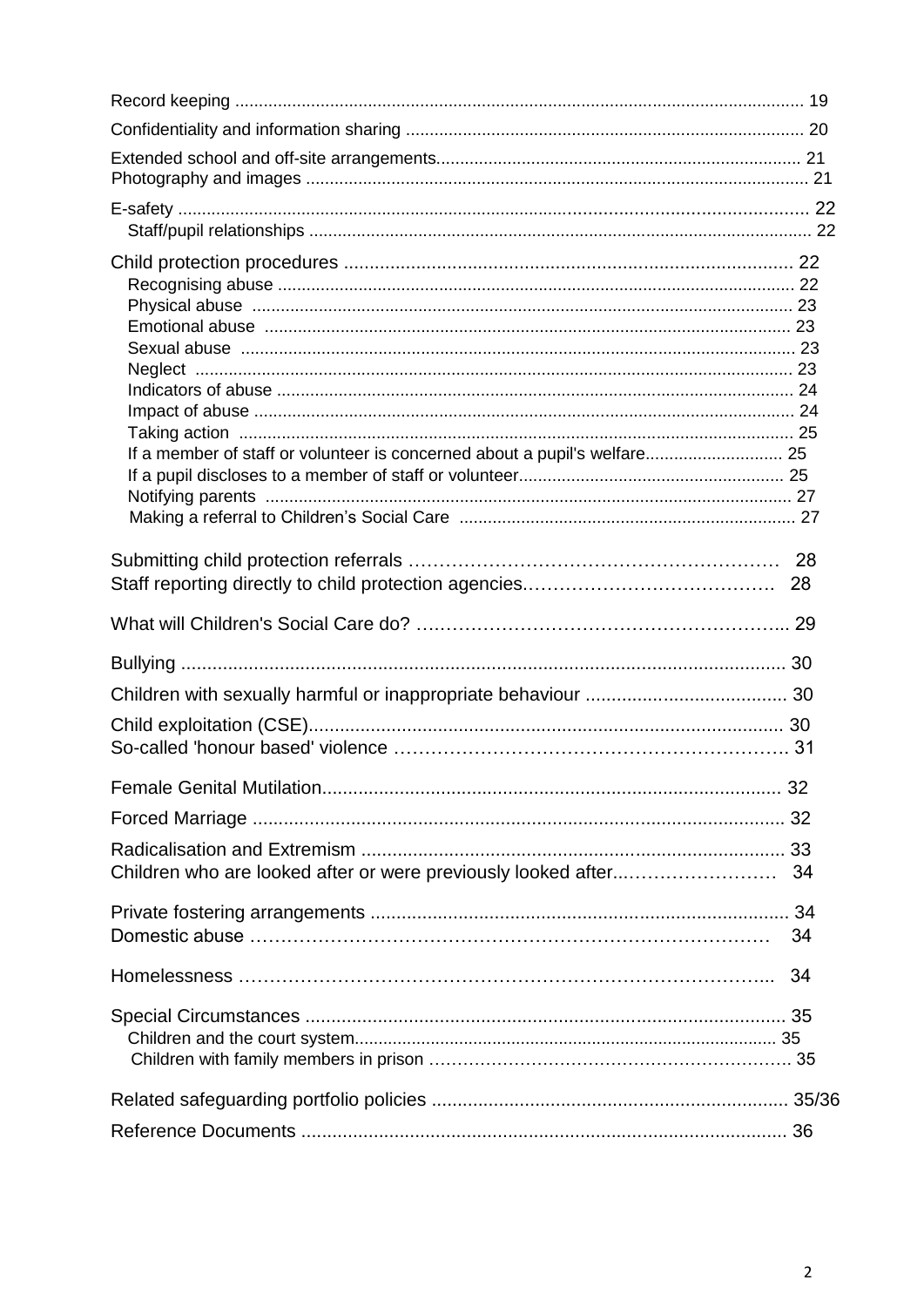Record keeping ........................................................................................................................ 19

Confidentiality and information sharing ................................................................................... 20

Extended school and off-site arrangements............................................................................ 21

Photography and images ......................................................................................................... 21

E-safety ................................................................................................................................... 22

- Staff/pupil relationships ........................................................................................................ 22

Child protection procedures ...................................................................................... 22

- Recognising abuse .......................................................................................................... 22
- Physical abuse ................................................................................................................ 23
- Emotional abuse .............................................................................................................. 23
- Sexual abuse ................................................................................................................... 23
- Neglect ............................................................................................................................ 23
- Indicators of abuse .......................................................................................................... 24
- Impact of abuse ............................................................................................................... 24
- Taking action ................................................................................................................... 25
- If a member of staff or volunteer is concerned about a pupil's welfare............................. 25
- If a pupil discloses to a member of staff or volunteer........................................................ 25
- Notifying parents ............................................................................................................. 27
- Making a referral to Children's Social Care ...................................................................... 27

Submitting child protection referrals …………………………………………………… 28

Staff reporting directly to child protection agencies.………………………………… 28

What will Children's Social Care do? …………………………………………………... 29

Bullying .................................................................................................................... 30

Children with sexually harmful or inappropriate behaviour ....................................... 30

Child exploitation (CSE)........................................................................................... 30

So-called 'honour based' violence …………………………………………………….. 31

Female Genital Mutilation......................................................................................... 32

Forced Marriage ...................................................................................................... 32

Radicalisation and Extremism .................................................................................. 33

Children who are looked after or were previously looked after...…………………… 34

Private fostering arrangements ................................................................................ 34

Domestic abuse …………………………………………………………………………… 34

Homelessness ……………………………………………………………………………... 34

Special Circumstances ............................................................................................. 35

- Children and the court system....................................................................................... 35
- Children with family members in prison ………………………………………………………. 35

Related safeguarding portfolio policies .................................................................... 35/36

Reference Documents ............................................................................................. 36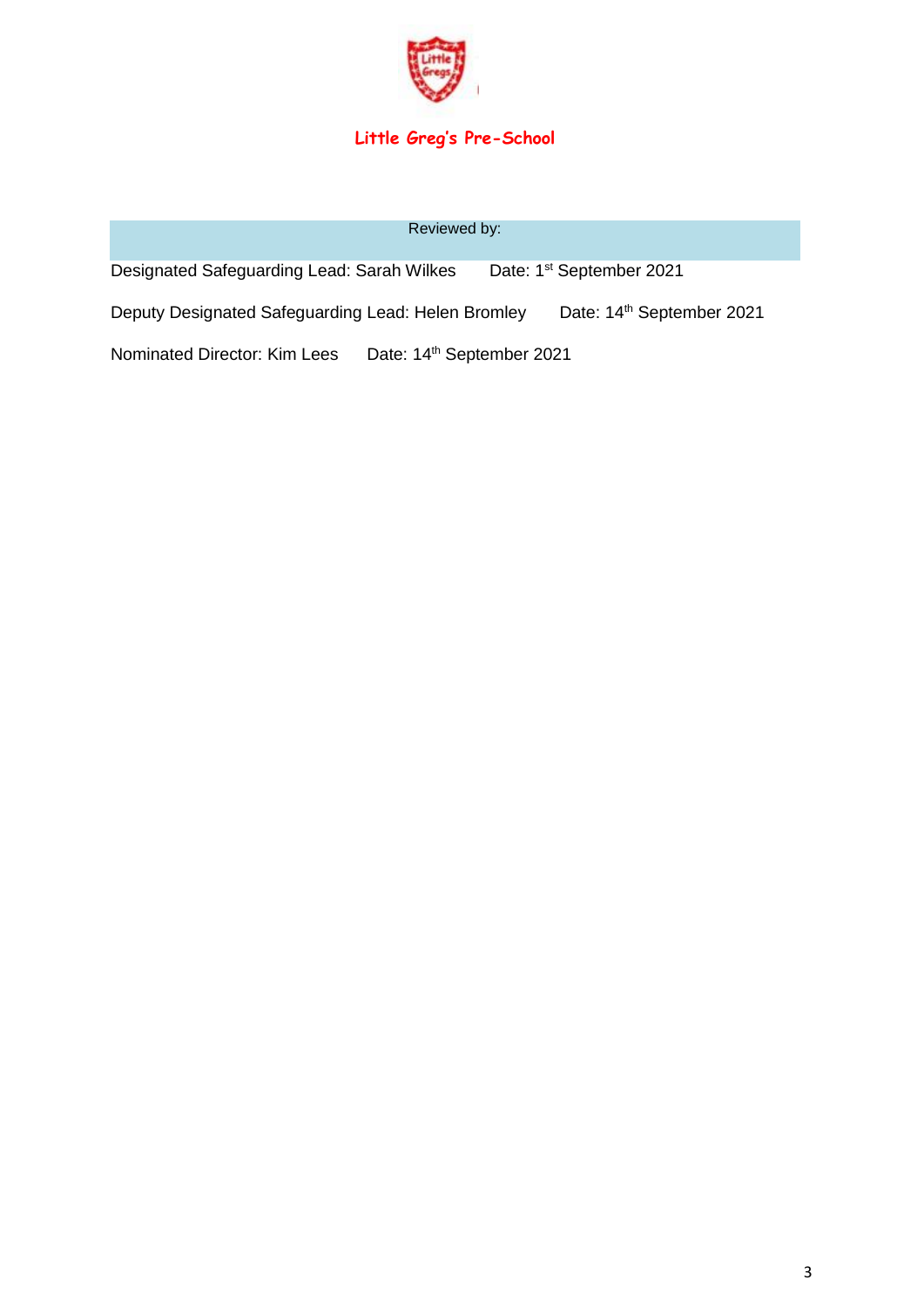# Little Greg's Pre-School

| Reviewed by: |
| --- |

Designated Safeguarding Lead: Sarah Wilkes Date: 1st September 2021

Deputy Designated Safeguarding Lead: Helen Bromley Date: 14th September 2021

Nominated Director: Kim Lees Date: 14th September 2021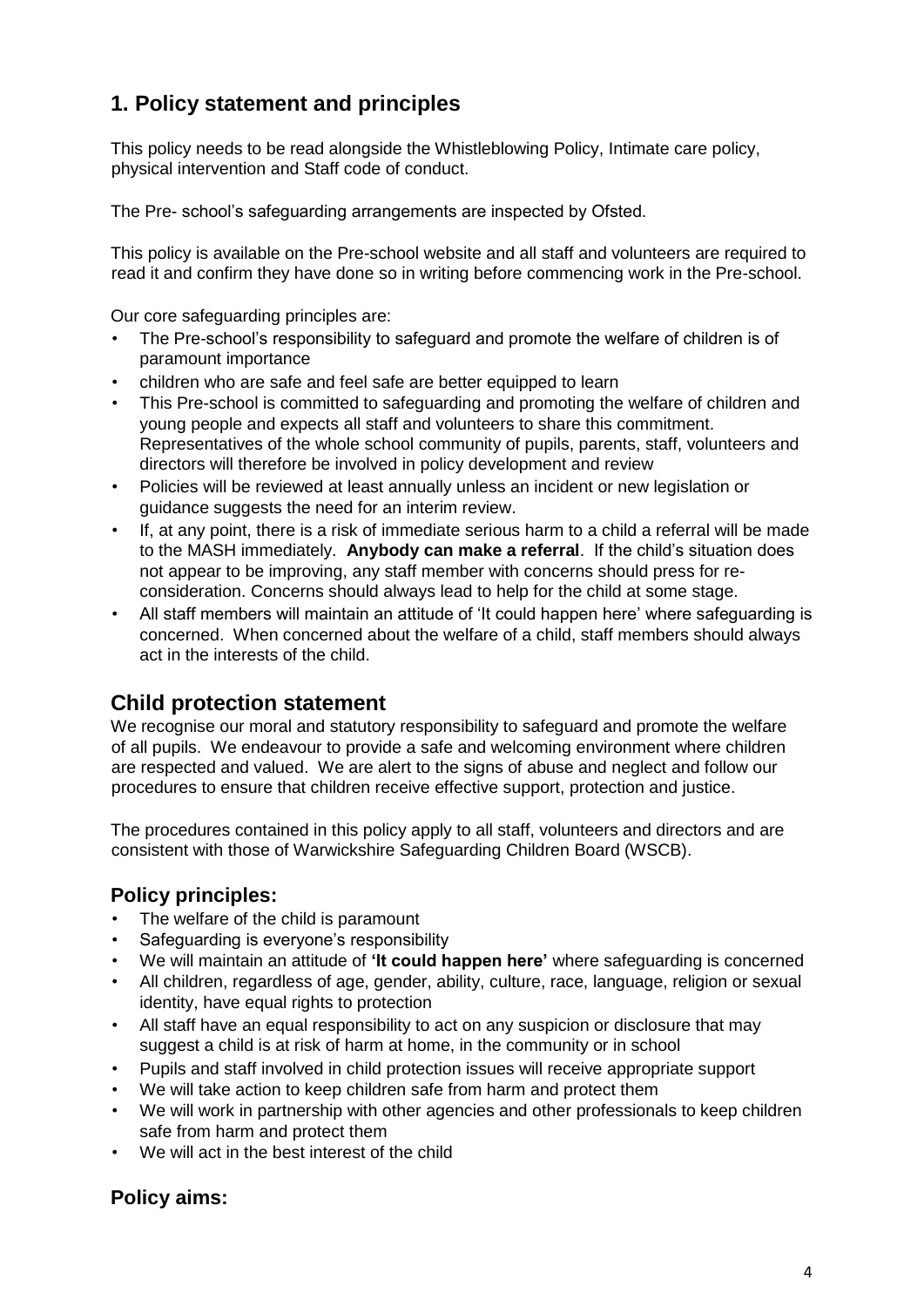## 1. Policy statement and principles

This policy needs to be read alongside the Whistleblowing Policy, Intimate care policy, physical intervention and Staff code of conduct.

The Pre- school's safeguarding arrangements are inspected by Ofsted.

This policy is available on the Pre-school website and all staff and volunteers are required to read it and confirm they have done so in writing before commencing work in the Pre-school.

Our core safeguarding principles are:

- The Pre-school's responsibility to safeguard and promote the welfare of children is of paramount importance
- children who are safe and feel safe are better equipped to learn
- This Pre-school is committed to safeguarding and promoting the welfare of children and young people and expects all staff and volunteers to share this commitment. Representatives of the whole school community of pupils, parents, staff, volunteers and directors will therefore be involved in policy development and review
- Policies will be reviewed at least annually unless an incident or new legislation or guidance suggests the need for an interim review.
- If, at any point, there is a risk of immediate serious harm to a child a referral will be made to the MASH immediately. **Anybody can make a referral**. If the child's situation does not appear to be improving, any staff member with concerns should press for re-consideration. Concerns should always lead to help for the child at some stage.
- All staff members will maintain an attitude of 'It could happen here' where safeguarding is concerned. When concerned about the welfare of a child, staff members should always act in the interests of the child.

## Child protection statement

We recognise our moral and statutory responsibility to safeguard and promote the welfare of all pupils. We endeavour to provide a safe and welcoming environment where children are respected and valued. We are alert to the signs of abuse and neglect and follow our procedures to ensure that children receive effective support, protection and justice.

The procedures contained in this policy apply to all staff, volunteers and directors and are consistent with those of Warwickshire Safeguarding Children Board (WSCB).

### Policy principles:

- The welfare of the child is paramount
- Safeguarding is everyone's responsibility
- We will maintain an attitude of **'It could happen here'** where safeguarding is concerned
- All children, regardless of age, gender, ability, culture, race, language, religion or sexual identity, have equal rights to protection
- All staff have an equal responsibility to act on any suspicion or disclosure that may suggest a child is at risk of harm at home, in the community or in school
- Pupils and staff involved in child protection issues will receive appropriate support
- We will take action to keep children safe from harm and protect them
- We will work in partnership with other agencies and other professionals to keep children safe from harm and protect them
- We will act in the best interest of the child

### Policy aims: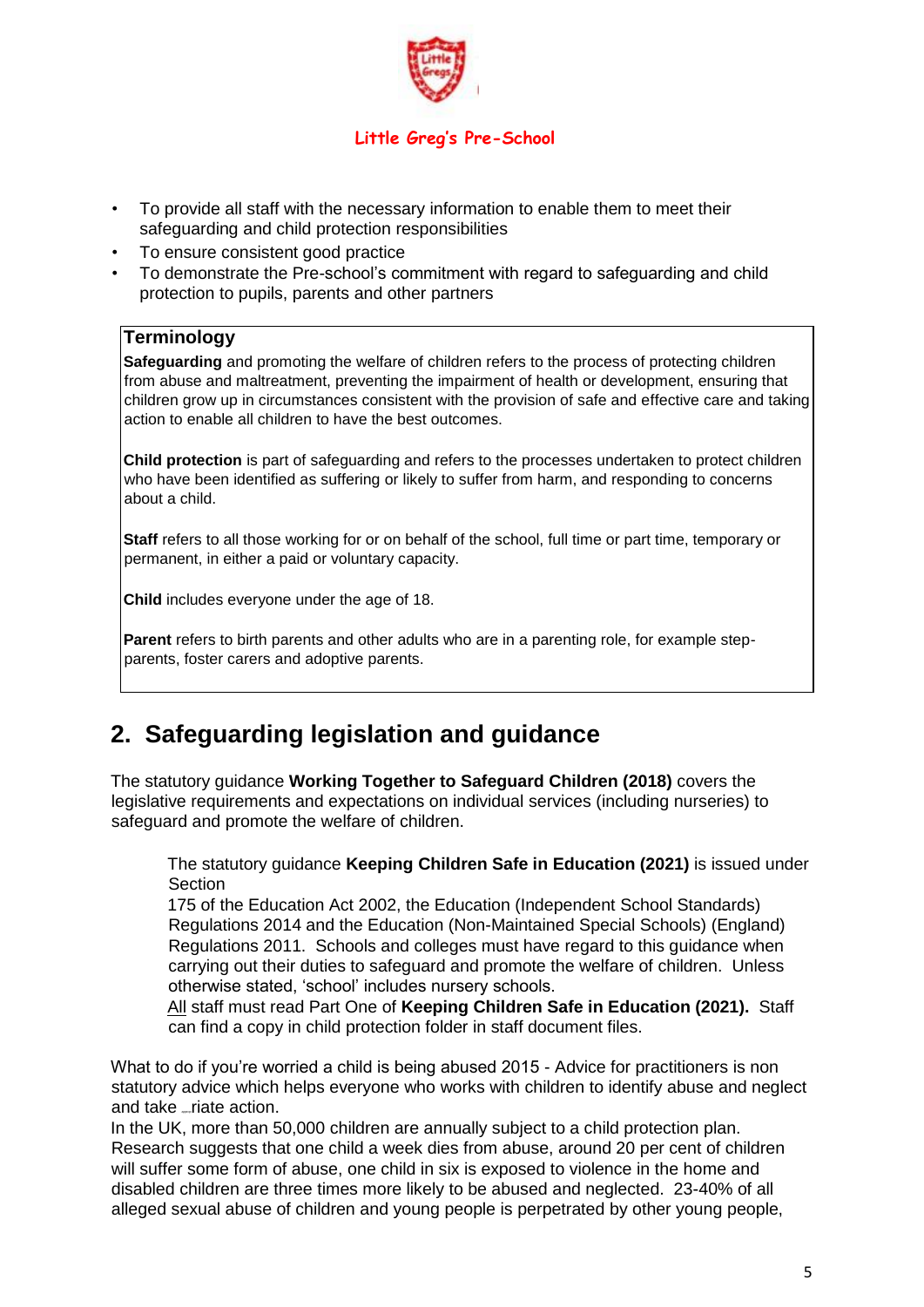- To provide all staff with the necessary information to enable them to meet their safeguarding and child protection responsibilities
- To ensure consistent good practice
- To demonstrate the Pre-school's commitment with regard to safeguarding and child protection to pupils, parents and other partners

**Terminology**

**Safeguarding** and promoting the welfare of children refers to the process of protecting children from abuse and maltreatment, preventing the impairment of health or development, ensuring that children grow up in circumstances consistent with the provision of safe and effective care and taking action to enable all children to have the best outcomes.

**Child protection** is part of safeguarding and refers to the processes undertaken to protect children who have been identified as suffering or likely to suffer from harm, and responding to concerns about a child.

**Staff** refers to all those working for or on behalf of the school, full time or part time, temporary or permanent, in either a paid or voluntary capacity.

**Child** includes everyone under the age of 18.

**Parent** refers to birth parents and other adults who are in a parenting role, for example step-parents, foster carers and adoptive parents.

## 2. Safeguarding legislation and guidance

The statutory guidance **Working Together to Safeguard Children (2018)** covers the legislative requirements and expectations on individual services (including nurseries) to safeguard and promote the welfare of children.

The statutory guidance **Keeping Children Safe in Education (2021)** is issued under Section 175 of the Education Act 2002, the Education (Independent School Standards) Regulations 2014 and the Education (Non-Maintained Special Schools) (England) Regulations 2011. Schools and colleges must have regard to this guidance when carrying out their duties to safeguard and promote the welfare of children. Unless otherwise stated, 'school' includes nursery schools.
All staff must read Part One of **Keeping Children Safe in Education (2021).** Staff can find a copy in child protection folder in staff document files.

What to do if you're worried a child is being abused 2015 - Advice for practitioners is non statutory advice which helps everyone who works with children to identify abuse and neglect and take ...riate action.
In the UK, more than 50,000 children are annually subject to a child protection plan. Research suggests that one child a week dies from abuse, around 20 per cent of children will suffer some form of abuse, one child in six is exposed to violence in the home and disabled children are three times more likely to be abused and neglected. 23-40% of all alleged sexual abuse of children and young people is perpetrated by other young people,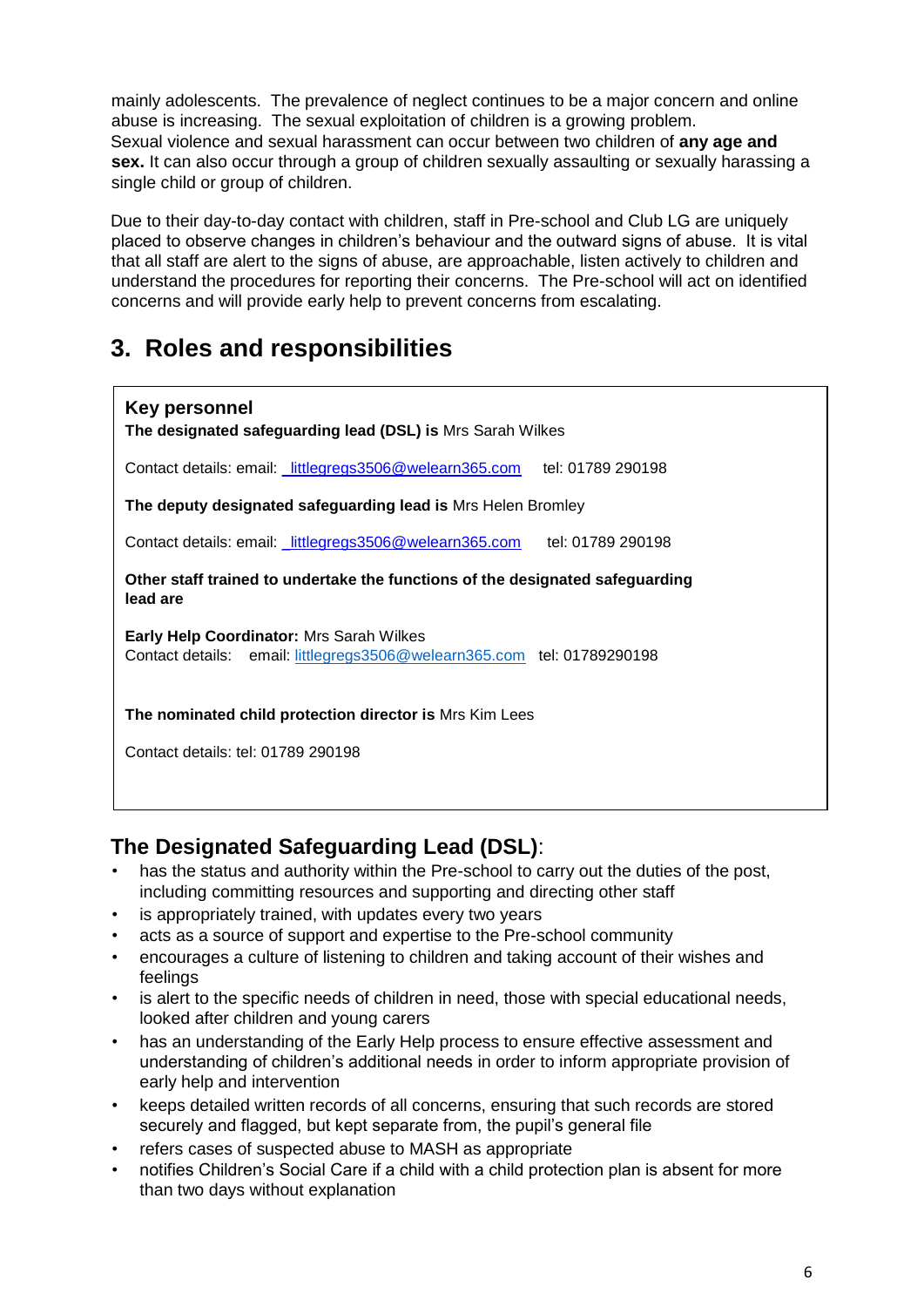mainly adolescents. The prevalence of neglect continues to be a major concern and online abuse is increasing. The sexual exploitation of children is a growing problem.
Sexual violence and sexual harassment can occur between two children of **any age and sex.** It can also occur through a group of children sexually assaulting or sexually harassing a single child or group of children.

Due to their day-to-day contact with children, staff in Pre-school and Club LG are uniquely placed to observe changes in children's behaviour and the outward signs of abuse. It is vital that all staff are alert to the signs of abuse, are approachable, listen actively to children and understand the procedures for reporting their concerns. The Pre-school will act on identified concerns and will provide early help to prevent concerns from escalating.

## 3. Roles and responsibilities

**Key personnel**

**The designated safeguarding lead (DSL) is** Mrs Sarah Wilkes

Contact details: email: littlegregs3506@welearn365.com tel: 01789 290198

**The deputy designated safeguarding lead is** Mrs Helen Bromley

Contact details: email: littlegregs3506@welearn365.com tel: 01789 290198

**Other staff trained to undertake the functions of the designated safeguarding lead are**

**Early Help Coordinator:** Mrs Sarah Wilkes
Contact details: email: littlegregs3506@welearn365.com tel: 01789290198

**The nominated child protection director is** Mrs Kim Lees

Contact details: tel: 01789 290198

### The Designated Safeguarding Lead (DSL):

- has the status and authority within the Pre-school to carry out the duties of the post, including committing resources and supporting and directing other staff
- is appropriately trained, with updates every two years
- acts as a source of support and expertise to the Pre-school community
- encourages a culture of listening to children and taking account of their wishes and feelings
- is alert to the specific needs of children in need, those with special educational needs, looked after children and young carers
- has an understanding of the Early Help process to ensure effective assessment and understanding of children's additional needs in order to inform appropriate provision of early help and intervention
- keeps detailed written records of all concerns, ensuring that such records are stored securely and flagged, but kept separate from, the pupil's general file
- refers cases of suspected abuse to MASH as appropriate
- notifies Children's Social Care if a child with a child protection plan is absent for more than two days without explanation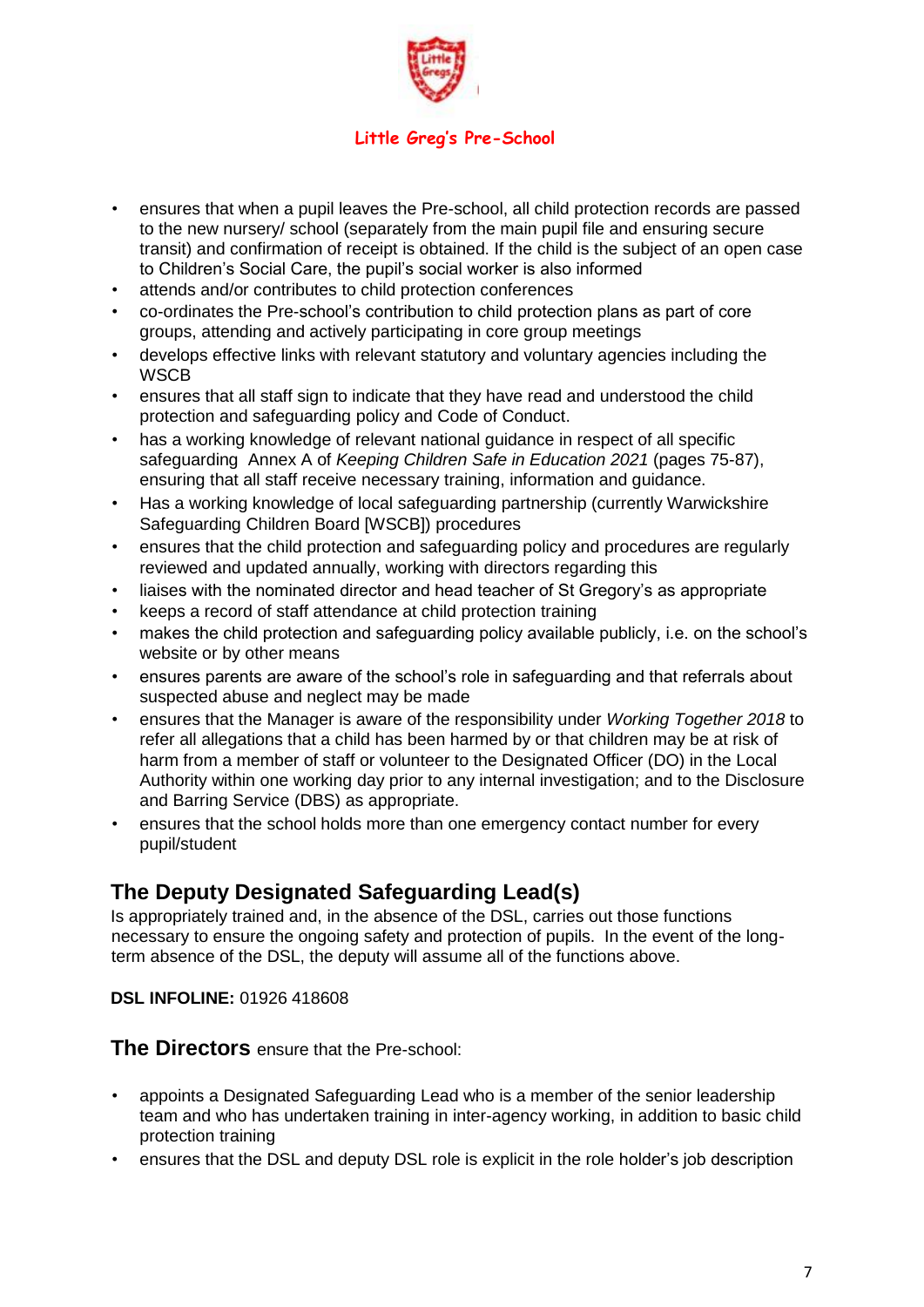- ensures that when a pupil leaves the Pre-school, all child protection records are passed to the new nursery/ school (separately from the main pupil file and ensuring secure transit) and confirmation of receipt is obtained. If the child is the subject of an open case to Children's Social Care, the pupil's social worker is also informed
- attends and/or contributes to child protection conferences
- co-ordinates the Pre-school's contribution to child protection plans as part of core groups, attending and actively participating in core group meetings
- develops effective links with relevant statutory and voluntary agencies including the WSCB
- ensures that all staff sign to indicate that they have read and understood the child protection and safeguarding policy and Code of Conduct.
- has a working knowledge of relevant national guidance in respect of all specific safeguarding Annex A of *Keeping Children Safe in Education 2021* (pages 75-87), ensuring that all staff receive necessary training, information and guidance.
- Has a working knowledge of local safeguarding partnership (currently Warwickshire Safeguarding Children Board [WSCB]) procedures
- ensures that the child protection and safeguarding policy and procedures are regularly reviewed and updated annually, working with directors regarding this
- liaises with the nominated director and head teacher of St Gregory's as appropriate
- keeps a record of staff attendance at child protection training
- makes the child protection and safeguarding policy available publicly, i.e. on the school's website or by other means
- ensures parents are aware of the school's role in safeguarding and that referrals about suspected abuse and neglect may be made
- ensures that the Manager is aware of the responsibility under *Working Together 2018* to refer all allegations that a child has been harmed by or that children may be at risk of harm from a member of staff or volunteer to the Designated Officer (DO) in the Local Authority within one working day prior to any internal investigation; and to the Disclosure and Barring Service (DBS) as appropriate.
- ensures that the school holds more than one emergency contact number for every pupil/student

## The Deputy Designated Safeguarding Lead(s)

Is appropriately trained and, in the absence of the DSL, carries out those functions necessary to ensure the ongoing safety and protection of pupils. In the event of the long-term absence of the DSL, the deputy will assume all of the functions above.

**DSL INFOLINE:** 01926 418608

**The Directors** ensure that the Pre-school:

- appoints a Designated Safeguarding Lead who is a member of the senior leadership team and who has undertaken training in inter-agency working, in addition to basic child protection training
- ensures that the DSL and deputy DSL role is explicit in the role holder's job description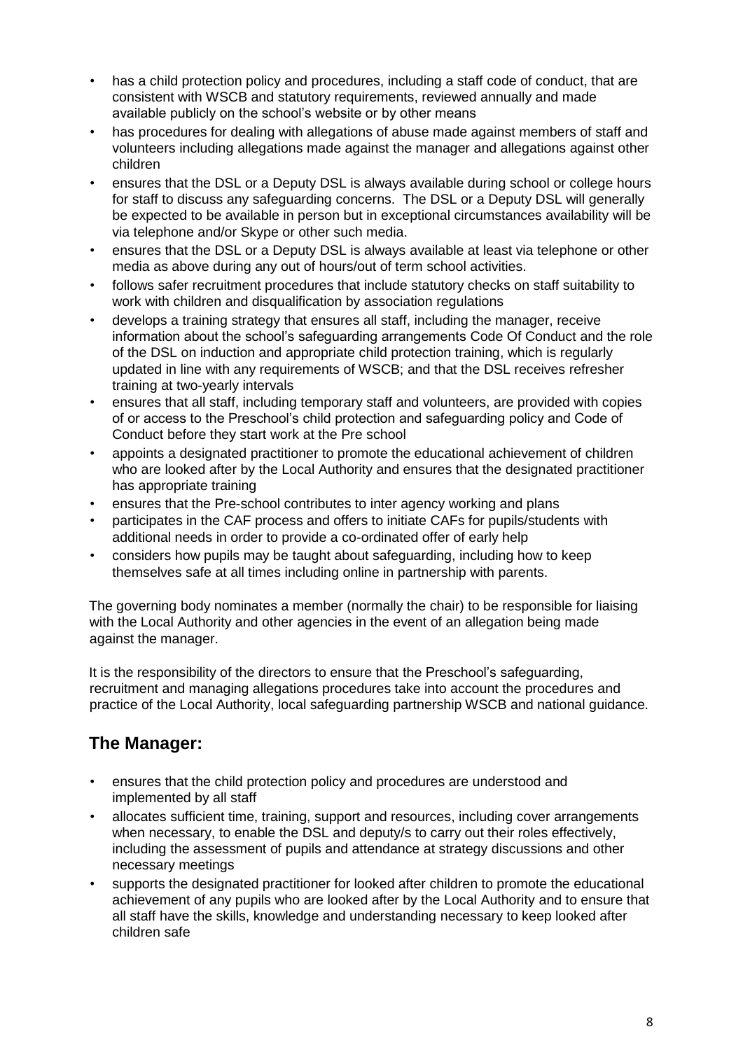- has a child protection policy and procedures, including a staff code of conduct, that are consistent with WSCB and statutory requirements, reviewed annually and made available publicly on the school's website or by other means
- has procedures for dealing with allegations of abuse made against members of staff and volunteers including allegations made against the manager and allegations against other children
- ensures that the DSL or a Deputy DSL is always available during school or college hours for staff to discuss any safeguarding concerns. The DSL or a Deputy DSL will generally be expected to be available in person but in exceptional circumstances availability will be via telephone and/or Skype or other such media.
- ensures that the DSL or a Deputy DSL is always available at least via telephone or other media as above during any out of hours/out of term school activities.
- follows safer recruitment procedures that include statutory checks on staff suitability to work with children and disqualification by association regulations
- develops a training strategy that ensures all staff, including the manager, receive information about the school's safeguarding arrangements Code Of Conduct and the role of the DSL on induction and appropriate child protection training, which is regularly updated in line with any requirements of WSCB; and that the DSL receives refresher training at two-yearly intervals
- ensures that all staff, including temporary staff and volunteers, are provided with copies of or access to the Preschool's child protection and safeguarding policy and Code of Conduct before they start work at the Pre school
- appoints a designated practitioner to promote the educational achievement of children who are looked after by the Local Authority and ensures that the designated practitioner has appropriate training
- ensures that the Pre-school contributes to inter agency working and plans
- participates in the CAF process and offers to initiate CAFs for pupils/students with additional needs in order to provide a co-ordinated offer of early help
- considers how pupils may be taught about safeguarding, including how to keep themselves safe at all times including online in partnership with parents.

The governing body nominates a member (normally the chair) to be responsible for liaising with the Local Authority and other agencies in the event of an allegation being made against the manager.

It is the responsibility of the directors to ensure that the Preschool's safeguarding, recruitment and managing allegations procedures take into account the procedures and practice of the Local Authority, local safeguarding partnership WSCB and national guidance.

## The Manager:

- ensures that the child protection policy and procedures are understood and implemented by all staff
- allocates sufficient time, training, support and resources, including cover arrangements when necessary, to enable the DSL and deputy/s to carry out their roles effectively, including the assessment of pupils and attendance at strategy discussions and other necessary meetings
- supports the designated practitioner for looked after children to promote the educational achievement of any pupils who are looked after by the Local Authority and to ensure that all staff have the skills, knowledge and understanding necessary to keep looked after children safe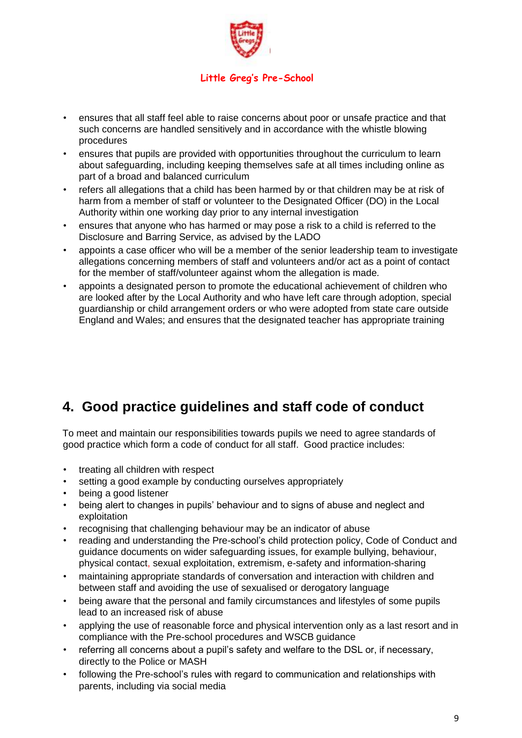- ensures that all staff feel able to raise concerns about poor or unsafe practice and that such concerns are handled sensitively and in accordance with the whistle blowing procedures
- ensures that pupils are provided with opportunities throughout the curriculum to learn about safeguarding, including keeping themselves safe at all times including online as part of a broad and balanced curriculum
- refers all allegations that a child has been harmed by or that children may be at risk of harm from a member of staff or volunteer to the Designated Officer (DO) in the Local Authority within one working day prior to any internal investigation
- ensures that anyone who has harmed or may pose a risk to a child is referred to the Disclosure and Barring Service, as advised by the LADO
- appoints a case officer who will be a member of the senior leadership team to investigate allegations concerning members of staff and volunteers and/or act as a point of contact for the member of staff/volunteer against whom the allegation is made.
- appoints a designated person to promote the educational achievement of children who are looked after by the Local Authority and who have left care through adoption, special guardianship or child arrangement orders or who were adopted from state care outside England and Wales; and ensures that the designated teacher has appropriate training

## 4. Good practice guidelines and staff code of conduct

To meet and maintain our responsibilities towards pupils we need to agree standards of good practice which form a code of conduct for all staff. Good practice includes:

- treating all children with respect
- setting a good example by conducting ourselves appropriately
- being a good listener
- being alert to changes in pupils' behaviour and to signs of abuse and neglect and exploitation
- recognising that challenging behaviour may be an indicator of abuse
- reading and understanding the Pre-school's child protection policy, Code of Conduct and guidance documents on wider safeguarding issues, for example bullying, behaviour, physical contact, sexual exploitation, extremism, e-safety and information-sharing
- maintaining appropriate standards of conversation and interaction with children and between staff and avoiding the use of sexualised or derogatory language
- being aware that the personal and family circumstances and lifestyles of some pupils lead to an increased risk of abuse
- applying the use of reasonable force and physical intervention only as a last resort and in compliance with the Pre-school procedures and WSCB guidance
- referring all concerns about a pupil's safety and welfare to the DSL or, if necessary, directly to the Police or MASH
- following the Pre-school's rules with regard to communication and relationships with parents, including via social media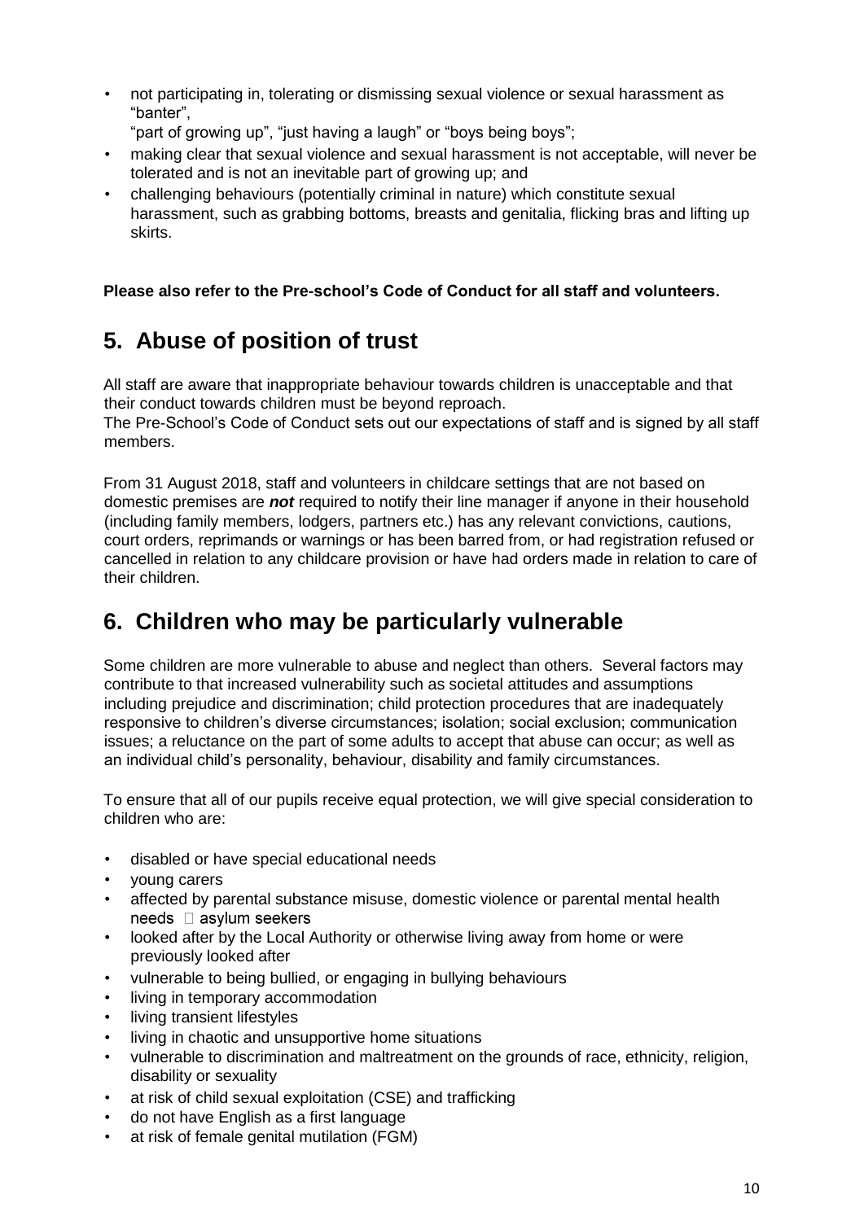- not participating in, tolerating or dismissing sexual violence or sexual harassment as "banter", "part of growing up", "just having a laugh" or "boys being boys";
- making clear that sexual violence and sexual harassment is not acceptable, will never be tolerated and is not an inevitable part of growing up; and
- challenging behaviours (potentially criminal in nature) which constitute sexual harassment, such as grabbing bottoms, breasts and genitalia, flicking bras and lifting up skirts.

**Please also refer to the Pre-school's Code of Conduct for all staff and volunteers.**

## 5. Abuse of position of trust

All staff are aware that inappropriate behaviour towards children is unacceptable and that their conduct towards children must be beyond reproach.
The Pre-School's Code of Conduct sets out our expectations of staff and is signed by all staff members.

From 31 August 2018, staff and volunteers in childcare settings that are not based on domestic premises are ***not*** required to notify their line manager if anyone in their household (including family members, lodgers, partners etc.) has any relevant convictions, cautions, court orders, reprimands or warnings or has been barred from, or had registration refused or cancelled in relation to any childcare provision or have had orders made in relation to care of their children.

## 6. Children who may be particularly vulnerable

Some children are more vulnerable to abuse and neglect than others. Several factors may contribute to that increased vulnerability such as societal attitudes and assumptions including prejudice and discrimination; child protection procedures that are inadequately responsive to children's diverse circumstances; isolation; social exclusion; communication issues; a reluctance on the part of some adults to accept that abuse can occur; as well as an individual child's personality, behaviour, disability and family circumstances.

To ensure that all of our pupils receive equal protection, we will give special consideration to children who are:

- disabled or have special educational needs
- young carers
- affected by parental substance misuse, domestic violence or parental mental health needs
- asylum seekers
- looked after by the Local Authority or otherwise living away from home or were previously looked after
- vulnerable to being bullied, or engaging in bullying behaviours
- living in temporary accommodation
- living transient lifestyles
- living in chaotic and unsupportive home situations
- vulnerable to discrimination and maltreatment on the grounds of race, ethnicity, religion, disability or sexuality
- at risk of child sexual exploitation (CSE) and trafficking
- do not have English as a first language
- at risk of female genital mutilation (FGM)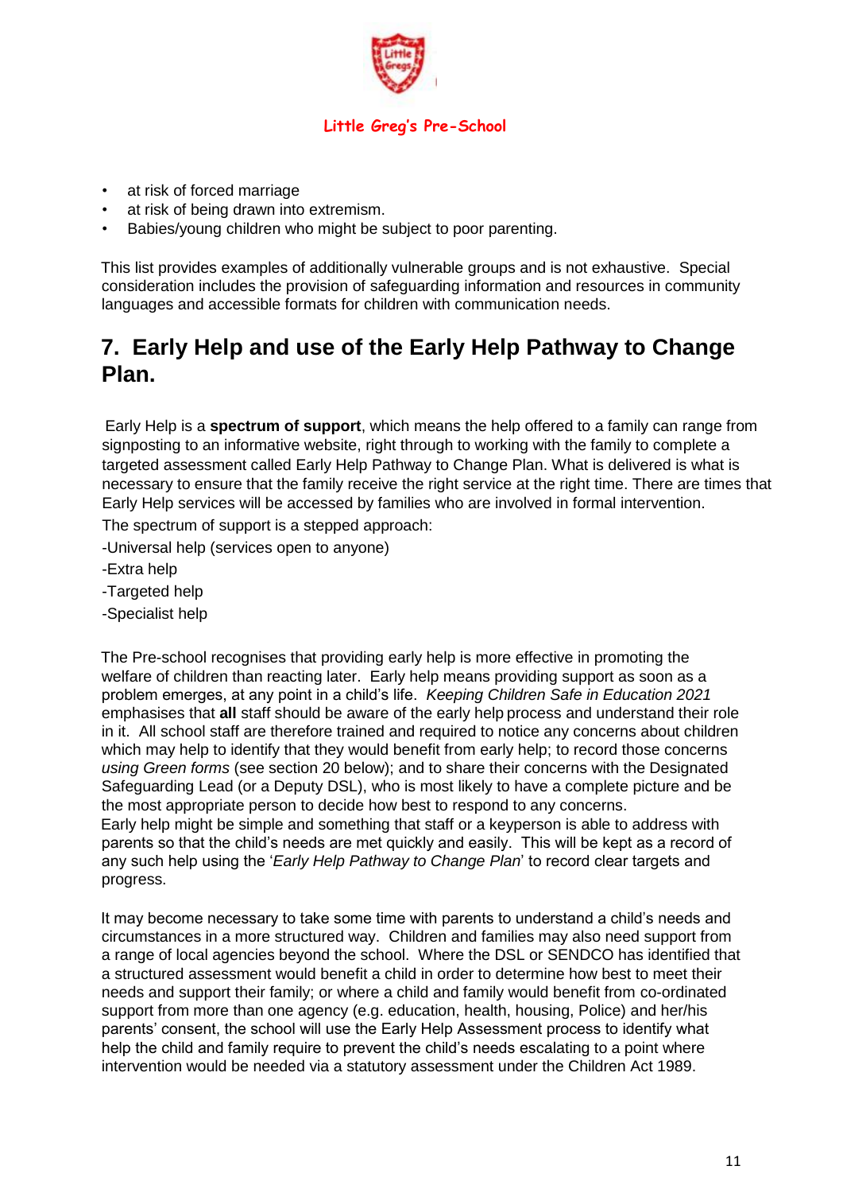- at risk of forced marriage
- at risk of being drawn into extremism.
- Babies/young children who might be subject to poor parenting.

This list provides examples of additionally vulnerable groups and is not exhaustive. Special consideration includes the provision of safeguarding information and resources in community languages and accessible formats for children with communication needs.

## 7. Early Help and use of the Early Help Pathway to Change Plan.

Early Help is a **spectrum of support**, which means the help offered to a family can range from signposting to an informative website, right through to working with the family to complete a targeted assessment called Early Help Pathway to Change Plan. What is delivered is what is necessary to ensure that the family receive the right service at the right time. There are times that Early Help services will be accessed by families who are involved in formal intervention.

The spectrum of support is a stepped approach:

-Universal help (services open to anyone)

-Extra help

-Targeted help

-Specialist help

The Pre-school recognises that providing early help is more effective in promoting the welfare of children than reacting later. Early help means providing support as soon as a problem emerges, at any point in a child's life. *Keeping Children Safe in Education 2021* emphasises that **all** staff should be aware of the early help process and understand their role in it. All school staff are therefore trained and required to notice any concerns about children which may help to identify that they would benefit from early help; to record those concerns *using Green forms* (see section 20 below); and to share their concerns with the Designated Safeguarding Lead (or a Deputy DSL), who is most likely to have a complete picture and be the most appropriate person to decide how best to respond to any concerns.
Early help might be simple and something that staff or a keyperson is able to address with parents so that the child's needs are met quickly and easily. This will be kept as a record of any such help using the '*Early Help Pathway to Change Plan*' to record clear targets and progress.

It may become necessary to take some time with parents to understand a child's needs and circumstances in a more structured way. Children and families may also need support from a range of local agencies beyond the school. Where the DSL or SENDCO has identified that a structured assessment would benefit a child in order to determine how best to meet their needs and support their family; or where a child and family would benefit from co-ordinated support from more than one agency (e.g. education, health, housing, Police) and her/his parents' consent, the school will use the Early Help Assessment process to identify what help the child and family require to prevent the child's needs escalating to a point where intervention would be needed via a statutory assessment under the Children Act 1989.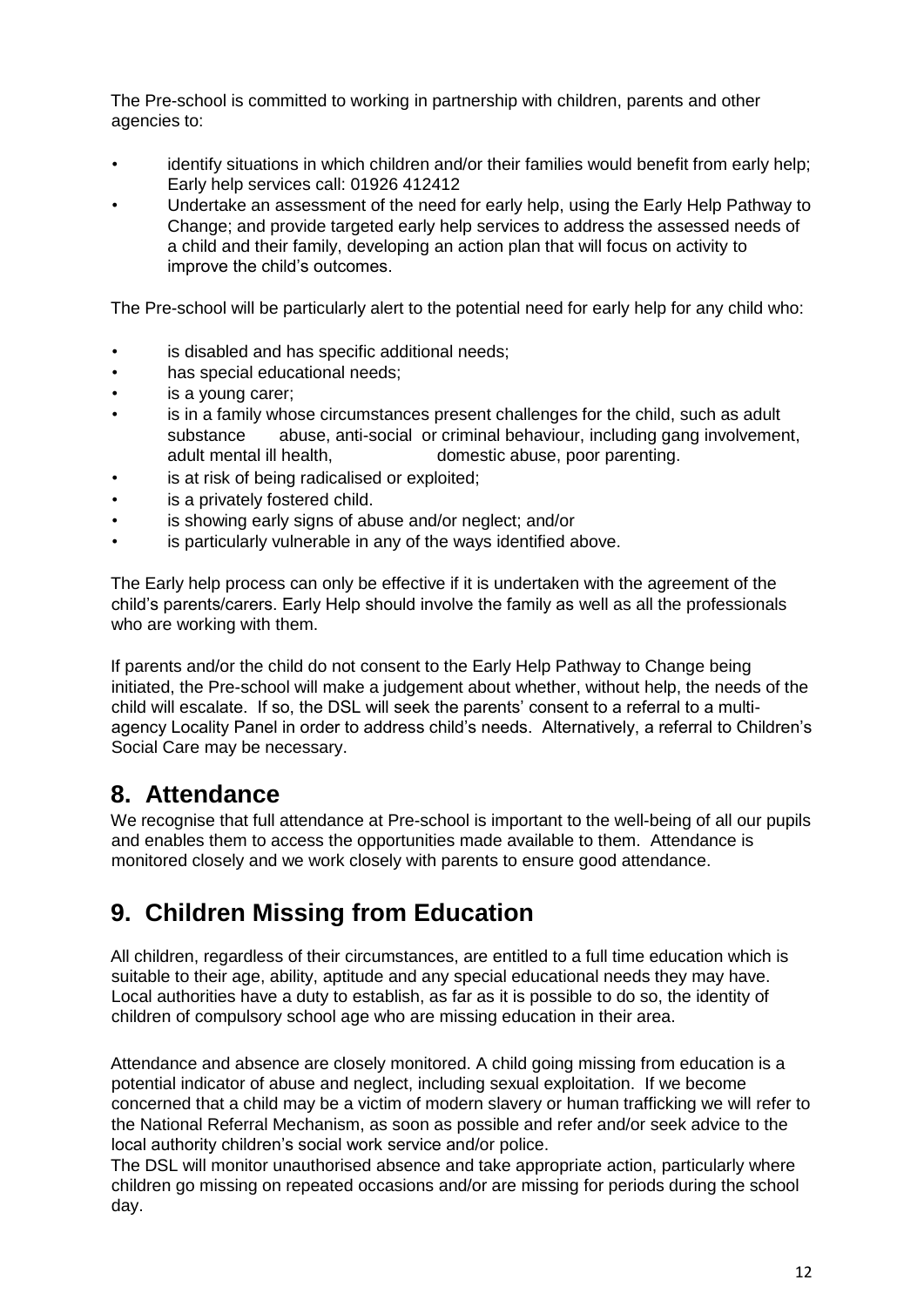The Pre-school is committed to working in partnership with children, parents and other agencies to:

- identify situations in which children and/or their families would benefit from early help; Early help services call: 01926 412412
- Undertake an assessment of the need for early help, using the Early Help Pathway to Change; and provide targeted early help services to address the assessed needs of a child and their family, developing an action plan that will focus on activity to improve the child's outcomes.

The Pre-school will be particularly alert to the potential need for early help for any child who:

- is disabled and has specific additional needs;
- has special educational needs;
- is a young carer;
- is in a family whose circumstances present challenges for the child, such as adult substance abuse, anti-social or criminal behaviour, including gang involvement, adult mental ill health, domestic abuse, poor parenting.
- is at risk of being radicalised or exploited;
- is a privately fostered child.
- is showing early signs of abuse and/or neglect; and/or
- is particularly vulnerable in any of the ways identified above.

The Early help process can only be effective if it is undertaken with the agreement of the child's parents/carers. Early Help should involve the family as well as all the professionals who are working with them.

If parents and/or the child do not consent to the Early Help Pathway to Change being initiated, the Pre-school will make a judgement about whether, without help, the needs of the child will escalate. If so, the DSL will seek the parents' consent to a referral to a multi-agency Locality Panel in order to address child's needs. Alternatively, a referral to Children's Social Care may be necessary.

## 8. Attendance

We recognise that full attendance at Pre-school is important to the well-being of all our pupils and enables them to access the opportunities made available to them. Attendance is monitored closely and we work closely with parents to ensure good attendance.

## 9. Children Missing from Education

All children, regardless of their circumstances, are entitled to a full time education which is suitable to their age, ability, aptitude and any special educational needs they may have. Local authorities have a duty to establish, as far as it is possible to do so, the identity of children of compulsory school age who are missing education in their area.

Attendance and absence are closely monitored. A child going missing from education is a potential indicator of abuse and neglect, including sexual exploitation. If we become concerned that a child may be a victim of modern slavery or human trafficking we will refer to the National Referral Mechanism, as soon as possible and refer and/or seek advice to the local authority children's social work service and/or police.

The DSL will monitor unauthorised absence and take appropriate action, particularly where children go missing on repeated occasions and/or are missing for periods during the school day.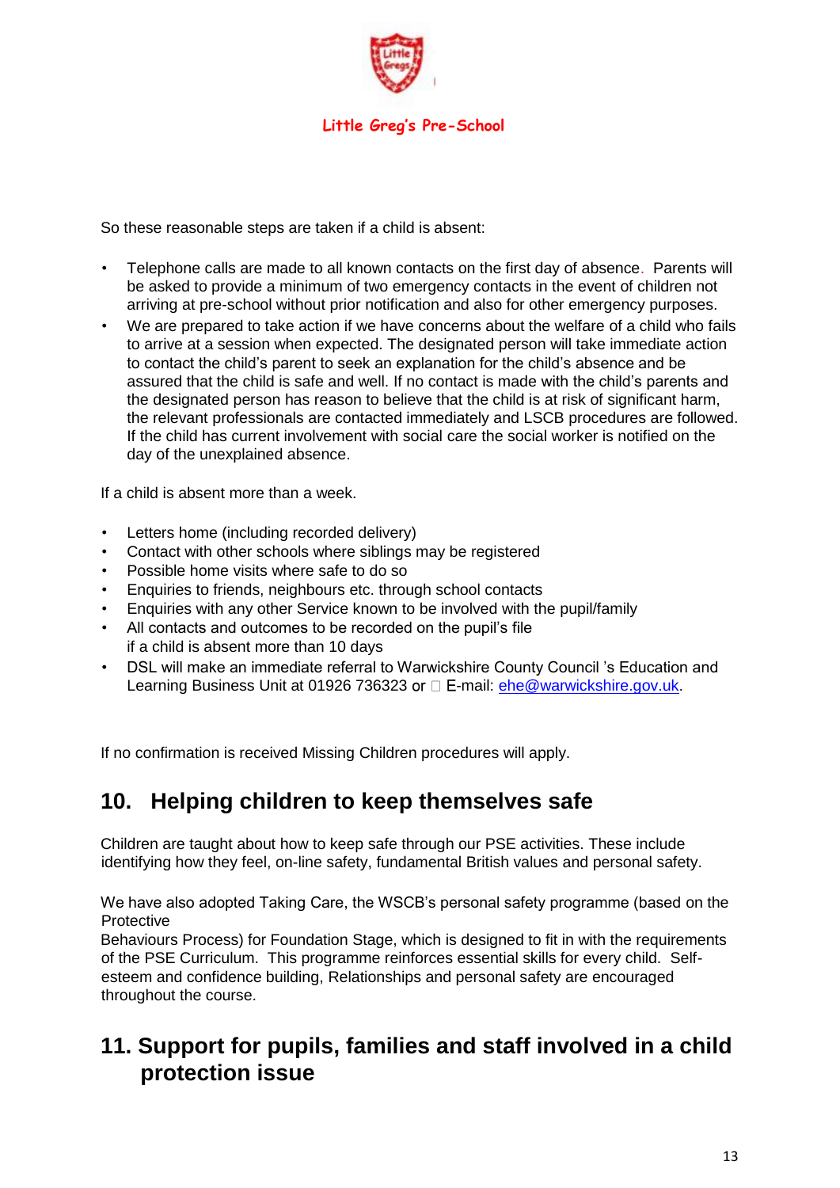So these reasonable steps are taken if a child is absent:

- Telephone calls are made to all known contacts on the first day of absence. Parents will be asked to provide a minimum of two emergency contacts in the event of children not arriving at pre-school without prior notification and also for other emergency purposes.
- We are prepared to take action if we have concerns about the welfare of a child who fails to arrive at a session when expected. The designated person will take immediate action to contact the child's parent to seek an explanation for the child's absence and be assured that the child is safe and well. If no contact is made with the child's parents and the designated person has reason to believe that the child is at risk of significant harm, the relevant professionals are contacted immediately and LSCB procedures are followed. If the child has current involvement with social care the social worker is notified on the day of the unexplained absence.

If a child is absent more than a week.

- Letters home (including recorded delivery)
- Contact with other schools where siblings may be registered
- Possible home visits where safe to do so
- Enquiries to friends, neighbours etc. through school contacts
- Enquiries with any other Service known to be involved with the pupil/family
- All contacts and outcomes to be recorded on the pupil's file
  if a child is absent more than 10 days
- DSL will make an immediate referral to Warwickshire County Council 's Education and Learning Business Unit at 01926 736323 or  E-mail: ehe@warwickshire.gov.uk.

If no confirmation is received Missing Children procedures will apply.

## 10. Helping children to keep themselves safe

Children are taught about how to keep safe through our PSE activities. These include identifying how they feel, on-line safety, fundamental British values and personal safety.

We have also adopted Taking Care, the WSCB's personal safety programme (based on the Protective Behaviours Process) for Foundation Stage, which is designed to fit in with the requirements of the PSE Curriculum. This programme reinforces essential skills for every child. Self-esteem and confidence building, Relationships and personal safety are encouraged throughout the course.

## 11. Support for pupils, families and staff involved in a child protection issue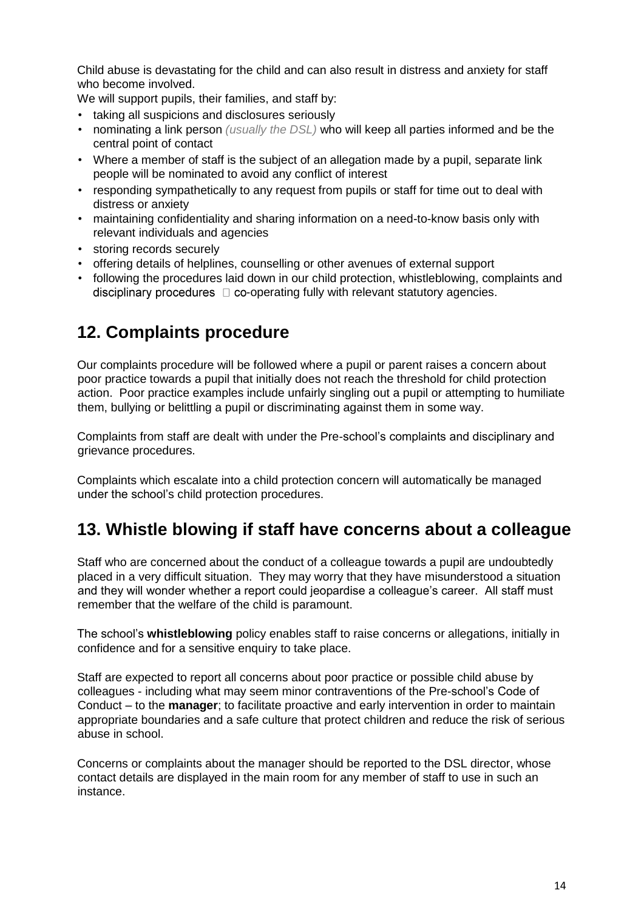Child abuse is devastating for the child and can also result in distress and anxiety for staff who become involved.

We will support pupils, their families, and staff by:

- taking all suspicions and disclosures seriously
- nominating a link person *(usually the DSL)* who will keep all parties informed and be the central point of contact
- Where a member of staff is the subject of an allegation made by a pupil, separate link people will be nominated to avoid any conflict of interest
- responding sympathetically to any request from pupils or staff for time out to deal with distress or anxiety
- maintaining confidentiality and sharing information on a need-to-know basis only with relevant individuals and agencies
- storing records securely
- offering details of helplines, counselling or other avenues of external support
- following the procedures laid down in our child protection, whistleblowing, complaints and disciplinary procedures  co-operating fully with relevant statutory agencies.

## 12. Complaints procedure

Our complaints procedure will be followed where a pupil or parent raises a concern about poor practice towards a pupil that initially does not reach the threshold for child protection action. Poor practice examples include unfairly singling out a pupil or attempting to humiliate them, bullying or belittling a pupil or discriminating against them in some way.

Complaints from staff are dealt with under the Pre-school's complaints and disciplinary and grievance procedures.

Complaints which escalate into a child protection concern will automatically be managed under the school's child protection procedures.

## 13. Whistle blowing if staff have concerns about a colleague

Staff who are concerned about the conduct of a colleague towards a pupil are undoubtedly placed in a very difficult situation. They may worry that they have misunderstood a situation and they will wonder whether a report could jeopardise a colleague's career. All staff must remember that the welfare of the child is paramount.

The school's **whistleblowing** policy enables staff to raise concerns or allegations, initially in confidence and for a sensitive enquiry to take place.

Staff are expected to report all concerns about poor practice or possible child abuse by colleagues - including what may seem minor contraventions of the Pre-school's Code of Conduct – to the **manager**; to facilitate proactive and early intervention in order to maintain appropriate boundaries and a safe culture that protect children and reduce the risk of serious abuse in school.

Concerns or complaints about the manager should be reported to the DSL director, whose contact details are displayed in the main room for any member of staff to use in such an instance.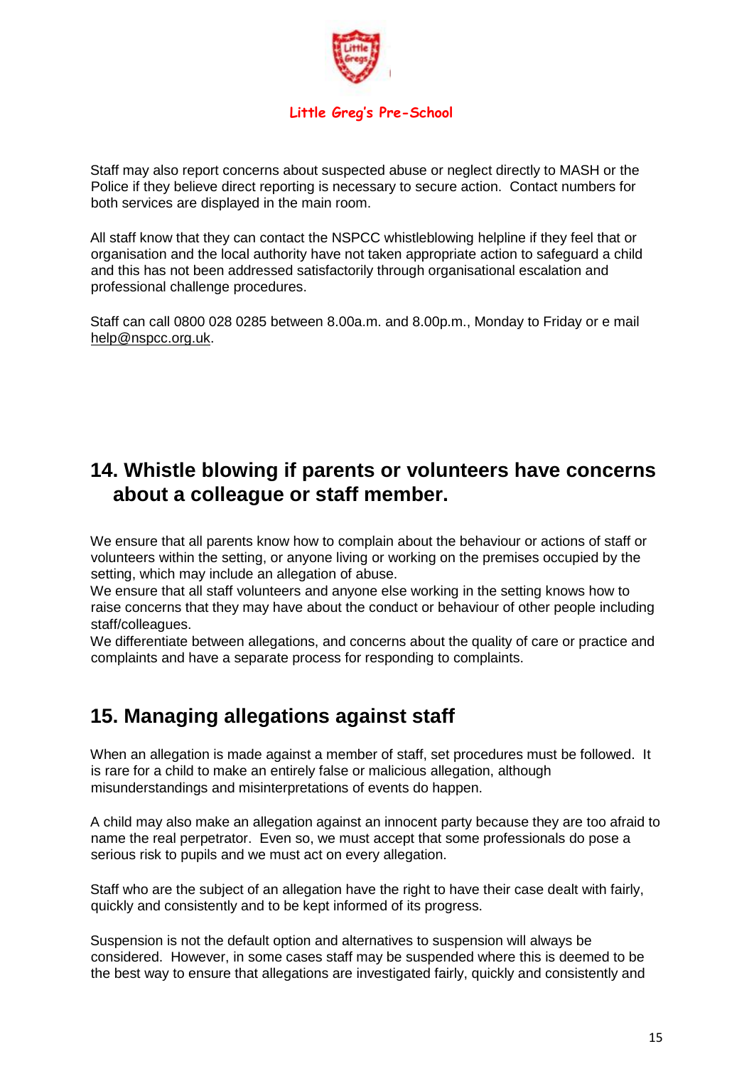Staff may also report concerns about suspected abuse or neglect directly to MASH or the Police if they believe direct reporting is necessary to secure action. Contact numbers for both services are displayed in the main room.

All staff know that they can contact the NSPCC whistleblowing helpline if they feel that or organisation and the local authority have not taken appropriate action to safeguard a child and this has not been addressed satisfactorily through organisational escalation and professional challenge procedures.

Staff can call 0800 028 0285 between 8.00a.m. and 8.00p.m., Monday to Friday or e mail help@nspcc.org.uk.

## 14. Whistle blowing if parents or volunteers have concerns about a colleague or staff member.

We ensure that all parents know how to complain about the behaviour or actions of staff or volunteers within the setting, or anyone living or working on the premises occupied by the setting, which may include an allegation of abuse.
We ensure that all staff volunteers and anyone else working in the setting knows how to raise concerns that they may have about the conduct or behaviour of other people including staff/colleagues.
We differentiate between allegations, and concerns about the quality of care or practice and complaints and have a separate process for responding to complaints.

## 15. Managing allegations against staff

When an allegation is made against a member of staff, set procedures must be followed. It is rare for a child to make an entirely false or malicious allegation, although misunderstandings and misinterpretations of events do happen.

A child may also make an allegation against an innocent party because they are too afraid to name the real perpetrator. Even so, we must accept that some professionals do pose a serious risk to pupils and we must act on every allegation.

Staff who are the subject of an allegation have the right to have their case dealt with fairly, quickly and consistently and to be kept informed of its progress.

Suspension is not the default option and alternatives to suspension will always be considered. However, in some cases staff may be suspended where this is deemed to be the best way to ensure that allegations are investigated fairly, quickly and consistently and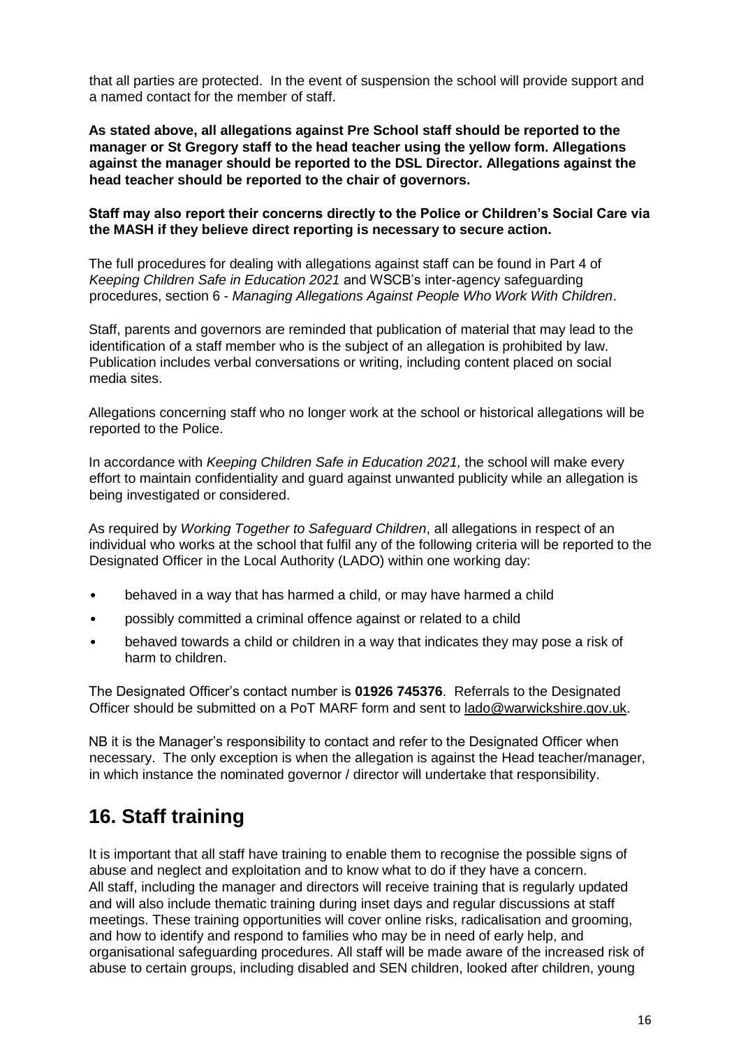that all parties are protected. In the event of suspension the school will provide support and a named contact for the member of staff.

**As stated above, all allegations against Pre School staff should be reported to the manager or St Gregory staff to the head teacher using the yellow form. Allegations against the manager should be reported to the DSL Director. Allegations against the head teacher should be reported to the chair of governors.**

**Staff may also report their concerns directly to the Police or Children's Social Care via the MASH if they believe direct reporting is necessary to secure action.**

The full procedures for dealing with allegations against staff can be found in Part 4 of *Keeping Children Safe in Education 2021* and WSCB's inter-agency safeguarding procedures, section 6 - *Managing Allegations Against People Who Work With Children*.

Staff, parents and governors are reminded that publication of material that may lead to the identification of a staff member who is the subject of an allegation is prohibited by law. Publication includes verbal conversations or writing, including content placed on social media sites.

Allegations concerning staff who no longer work at the school or historical allegations will be reported to the Police.

In accordance with *Keeping Children Safe in Education 2021,* the school will make every effort to maintain confidentiality and guard against unwanted publicity while an allegation is being investigated or considered.

As required by *Working Together to Safeguard Children*, all allegations in respect of an individual who works at the school that fulfil any of the following criteria will be reported to the Designated Officer in the Local Authority (LADO) within one working day:

- behaved in a way that has harmed a child, or may have harmed a child
- possibly committed a criminal offence against or related to a child
- behaved towards a child or children in a way that indicates they may pose a risk of harm to children.

The Designated Officer's contact number is **01926 745376**. Referrals to the Designated Officer should be submitted on a PoT MARF form and sent to lado@warwickshire.gov.uk.

NB it is the Manager's responsibility to contact and refer to the Designated Officer when necessary. The only exception is when the allegation is against the Head teacher/manager, in which instance the nominated governor / director will undertake that responsibility.

## 16. Staff training

It is important that all staff have training to enable them to recognise the possible signs of abuse and neglect and exploitation and to know what to do if they have a concern. All staff, including the manager and directors will receive training that is regularly updated and will also include thematic training during inset days and regular discussions at staff meetings. These training opportunities will cover online risks, radicalisation and grooming, and how to identify and respond to families who may be in need of early help, and organisational safeguarding procedures. All staff will be made aware of the increased risk of abuse to certain groups, including disabled and SEN children, looked after children, young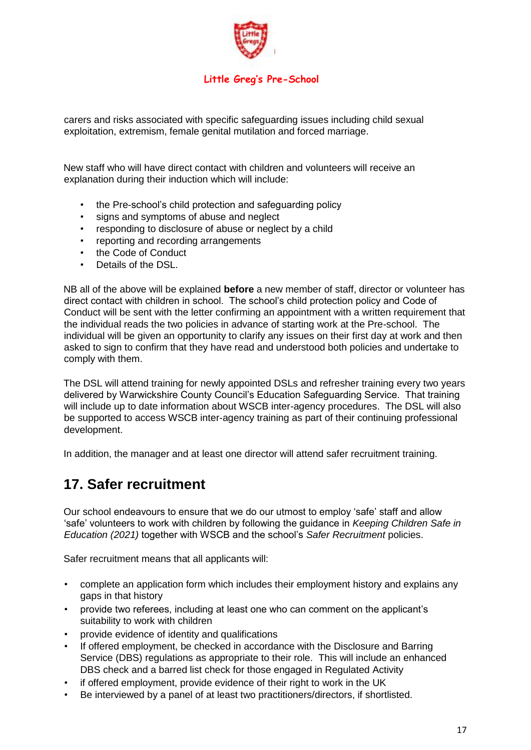carers and risks associated with specific safeguarding issues including child sexual exploitation, extremism, female genital mutilation and forced marriage.

New staff who will have direct contact with children and volunteers will receive an explanation during their induction which will include:

- the Pre-school's child protection and safeguarding policy
- signs and symptoms of abuse and neglect
- responding to disclosure of abuse or neglect by a child
- reporting and recording arrangements
- the Code of Conduct
- Details of the DSL.

NB all of the above will be explained **before** a new member of staff, director or volunteer has direct contact with children in school. The school's child protection policy and Code of Conduct will be sent with the letter confirming an appointment with a written requirement that the individual reads the two policies in advance of starting work at the Pre-school. The individual will be given an opportunity to clarify any issues on their first day at work and then asked to sign to confirm that they have read and understood both policies and undertake to comply with them.

The DSL will attend training for newly appointed DSLs and refresher training every two years delivered by Warwickshire County Council's Education Safeguarding Service. That training will include up to date information about WSCB inter-agency procedures. The DSL will also be supported to access WSCB inter-agency training as part of their continuing professional development.

In addition, the manager and at least one director will attend safer recruitment training.

## 17. Safer recruitment

Our school endeavours to ensure that we do our utmost to employ 'safe' staff and allow 'safe' volunteers to work with children by following the guidance in *Keeping Children Safe in Education (2021)* together with WSCB and the school's *Safer Recruitment* policies.

Safer recruitment means that all applicants will:

- complete an application form which includes their employment history and explains any gaps in that history
- provide two referees, including at least one who can comment on the applicant's suitability to work with children
- provide evidence of identity and qualifications
- If offered employment, be checked in accordance with the Disclosure and Barring Service (DBS) regulations as appropriate to their role. This will include an enhanced DBS check and a barred list check for those engaged in Regulated Activity
- if offered employment, provide evidence of their right to work in the UK
- Be interviewed by a panel of at least two practitioners/directors, if shortlisted.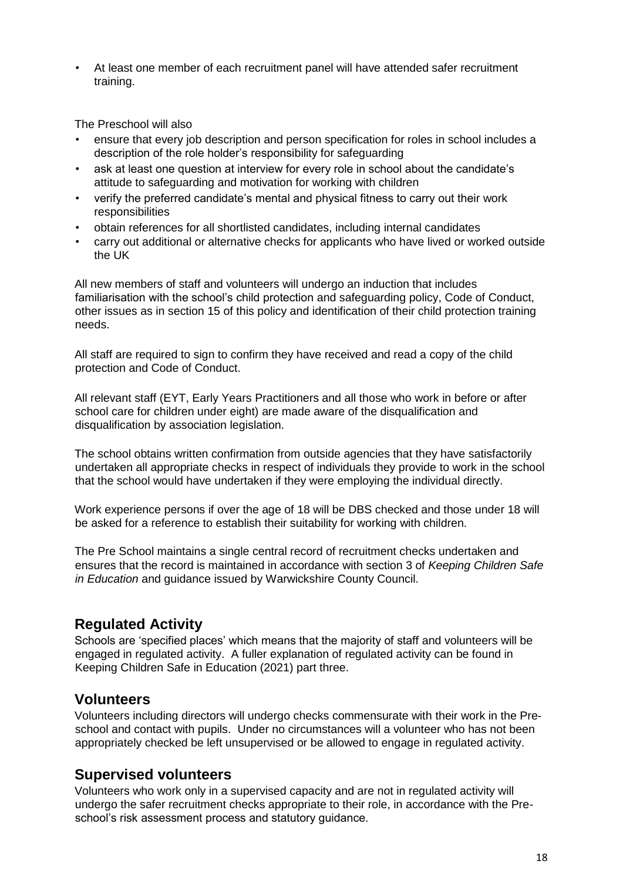- At least one member of each recruitment panel will have attended safer recruitment training.

The Preschool will also

- ensure that every job description and person specification for roles in school includes a description of the role holder's responsibility for safeguarding
- ask at least one question at interview for every role in school about the candidate's attitude to safeguarding and motivation for working with children
- verify the preferred candidate's mental and physical fitness to carry out their work responsibilities
- obtain references for all shortlisted candidates, including internal candidates
- carry out additional or alternative checks for applicants who have lived or worked outside the UK

All new members of staff and volunteers will undergo an induction that includes familiarisation with the school's child protection and safeguarding policy, Code of Conduct, other issues as in section 15 of this policy and identification of their child protection training needs.

All staff are required to sign to confirm they have received and read a copy of the child protection and Code of Conduct.

All relevant staff (EYT, Early Years Practitioners and all those who work in before or after school care for children under eight) are made aware of the disqualification and disqualification by association legislation.

The school obtains written confirmation from outside agencies that they have satisfactorily undertaken all appropriate checks in respect of individuals they provide to work in the school that the school would have undertaken if they were employing the individual directly.

Work experience persons if over the age of 18 will be DBS checked and those under 18 will be asked for a reference to establish their suitability for working with children.

The Pre School maintains a single central record of recruitment checks undertaken and ensures that the record is maintained in accordance with section 3 of *Keeping Children Safe in Education* and guidance issued by Warwickshire County Council.

## Regulated Activity

Schools are 'specified places' which means that the majority of staff and volunteers will be engaged in regulated activity. A fuller explanation of regulated activity can be found in Keeping Children Safe in Education (2021) part three.

## Volunteers

Volunteers including directors will undergo checks commensurate with their work in the Pre-school and contact with pupils. Under no circumstances will a volunteer who has not been appropriately checked be left unsupervised or be allowed to engage in regulated activity.

## Supervised volunteers

Volunteers who work only in a supervised capacity and are not in regulated activity will undergo the safer recruitment checks appropriate to their role, in accordance with the Pre-school's risk assessment process and statutory guidance.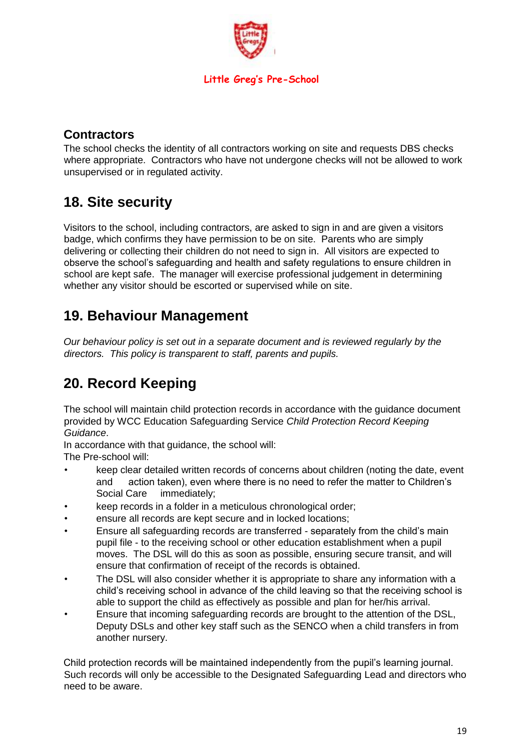### Contractors

The school checks the identity of all contractors working on site and requests DBS checks where appropriate. Contractors who have not undergone checks will not be allowed to work unsupervised or in regulated activity.

## 18. Site security

Visitors to the school, including contractors, are asked to sign in and are given a visitors badge, which confirms they have permission to be on site. Parents who are simply delivering or collecting their children do not need to sign in. All visitors are expected to observe the school's safeguarding and health and safety regulations to ensure children in school are kept safe. The manager will exercise professional judgement in determining whether any visitor should be escorted or supervised while on site.

## 19. Behaviour Management

*Our behaviour policy is set out in a separate document and is reviewed regularly by the directors. This policy is transparent to staff, parents and pupils.*

## 20. Record Keeping

The school will maintain child protection records in accordance with the guidance document provided by WCC Education Safeguarding Service *Child Protection Record Keeping Guidance*.

In accordance with that guidance, the school will:

The Pre-school will:

- keep clear detailed written records of concerns about children (noting the date, event and action taken), even where there is no need to refer the matter to Children's Social Care immediately;
- keep records in a folder in a meticulous chronological order;
- ensure all records are kept secure and in locked locations;
- Ensure all safeguarding records are transferred - separately from the child's main pupil file - to the receiving school or other education establishment when a pupil moves. The DSL will do this as soon as possible, ensuring secure transit, and will ensure that confirmation of receipt of the records is obtained.
- The DSL will also consider whether it is appropriate to share any information with a child's receiving school in advance of the child leaving so that the receiving school is able to support the child as effectively as possible and plan for her/his arrival.
- Ensure that incoming safeguarding records are brought to the attention of the DSL, Deputy DSLs and other key staff such as the SENCO when a child transfers in from another nursery.

Child protection records will be maintained independently from the pupil's learning journal. Such records will only be accessible to the Designated Safeguarding Lead and directors who need to be aware.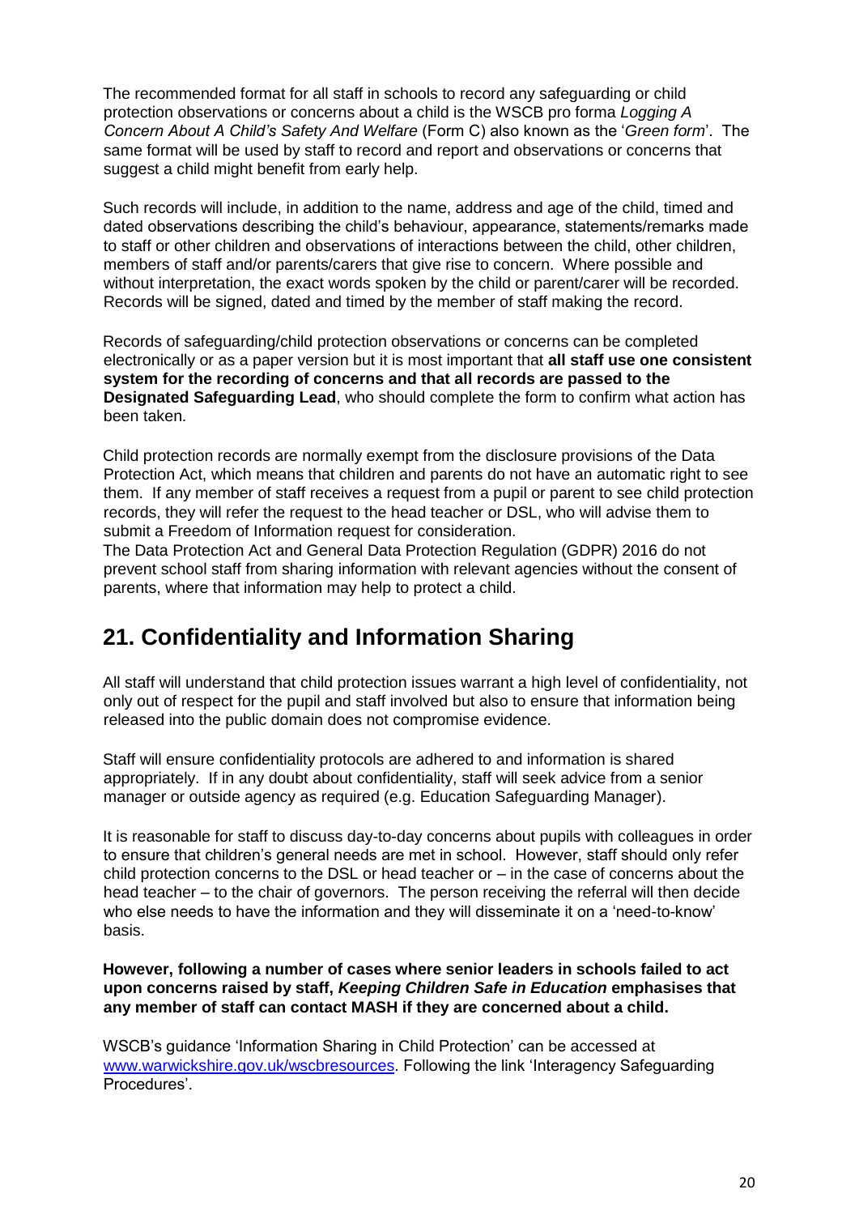The recommended format for all staff in schools to record any safeguarding or child protection observations or concerns about a child is the WSCB pro forma *Logging A Concern About A Child's Safety And Welfare* (Form C) also known as the '*Green form*'. The same format will be used by staff to record and report and observations or concerns that suggest a child might benefit from early help.

Such records will include, in addition to the name, address and age of the child, timed and dated observations describing the child's behaviour, appearance, statements/remarks made to staff or other children and observations of interactions between the child, other children, members of staff and/or parents/carers that give rise to concern. Where possible and without interpretation, the exact words spoken by the child or parent/carer will be recorded. Records will be signed, dated and timed by the member of staff making the record.

Records of safeguarding/child protection observations or concerns can be completed electronically or as a paper version but it is most important that **all staff use one consistent system for the recording of concerns and that all records are passed to the Designated Safeguarding Lead**, who should complete the form to confirm what action has been taken.

Child protection records are normally exempt from the disclosure provisions of the Data Protection Act, which means that children and parents do not have an automatic right to see them. If any member of staff receives a request from a pupil or parent to see child protection records, they will refer the request to the head teacher or DSL, who will advise them to submit a Freedom of Information request for consideration.
The Data Protection Act and General Data Protection Regulation (GDPR) 2016 do not prevent school staff from sharing information with relevant agencies without the consent of parents, where that information may help to protect a child.

## 21. Confidentiality and Information Sharing

All staff will understand that child protection issues warrant a high level of confidentiality, not only out of respect for the pupil and staff involved but also to ensure that information being released into the public domain does not compromise evidence.

Staff will ensure confidentiality protocols are adhered to and information is shared appropriately. If in any doubt about confidentiality, staff will seek advice from a senior manager or outside agency as required (e.g. Education Safeguarding Manager).

It is reasonable for staff to discuss day-to-day concerns about pupils with colleagues in order to ensure that children's general needs are met in school. However, staff should only refer child protection concerns to the DSL or head teacher or – in the case of concerns about the head teacher – to the chair of governors. The person receiving the referral will then decide who else needs to have the information and they will disseminate it on a 'need-to-know' basis.

**However, following a number of cases where senior leaders in schools failed to act upon concerns raised by staff, *Keeping Children Safe in Education* emphasises that any member of staff can contact MASH if they are concerned about a child.**

WSCB's guidance 'Information Sharing in Child Protection' can be accessed at [www.warwickshire.gov.uk/wscbresources](www.warwickshire.gov.uk/wscbresources). Following the link 'Interagency Safeguarding Procedures'.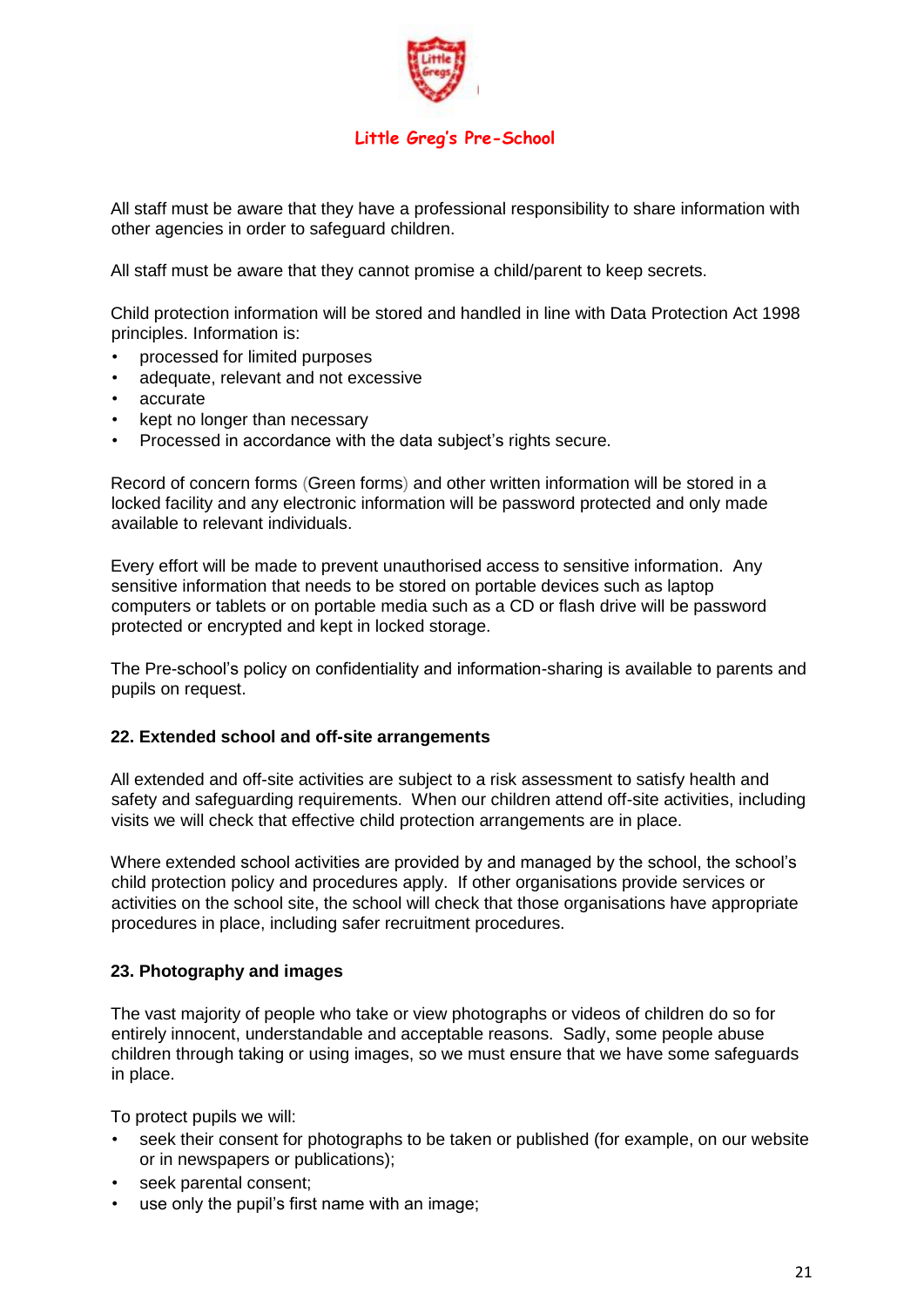All staff must be aware that they have a professional responsibility to share information with other agencies in order to safeguard children.

All staff must be aware that they cannot promise a child/parent to keep secrets.

Child protection information will be stored and handled in line with Data Protection Act 1998 principles. Information is:

- processed for limited purposes
- adequate, relevant and not excessive
- accurate
- kept no longer than necessary
- Processed in accordance with the data subject's rights secure.

Record of concern forms (Green forms) and other written information will be stored in a locked facility and any electronic information will be password protected and only made available to relevant individuals.

Every effort will be made to prevent unauthorised access to sensitive information. Any sensitive information that needs to be stored on portable devices such as laptop computers or tablets or on portable media such as a CD or flash drive will be password protected or encrypted and kept in locked storage.

The Pre-school's policy on confidentiality and information-sharing is available to parents and pupils on request.

### 22. Extended school and off-site arrangements

All extended and off-site activities are subject to a risk assessment to satisfy health and safety and safeguarding requirements. When our children attend off-site activities, including visits we will check that effective child protection arrangements are in place.

Where extended school activities are provided by and managed by the school, the school's child protection policy and procedures apply. If other organisations provide services or activities on the school site, the school will check that those organisations have appropriate procedures in place, including safer recruitment procedures.

### 23. Photography and images

The vast majority of people who take or view photographs or videos of children do so for entirely innocent, understandable and acceptable reasons. Sadly, some people abuse children through taking or using images, so we must ensure that we have some safeguards in place.

To protect pupils we will:

- seek their consent for photographs to be taken or published (for example, on our website or in newspapers or publications);
- seek parental consent;
- use only the pupil's first name with an image;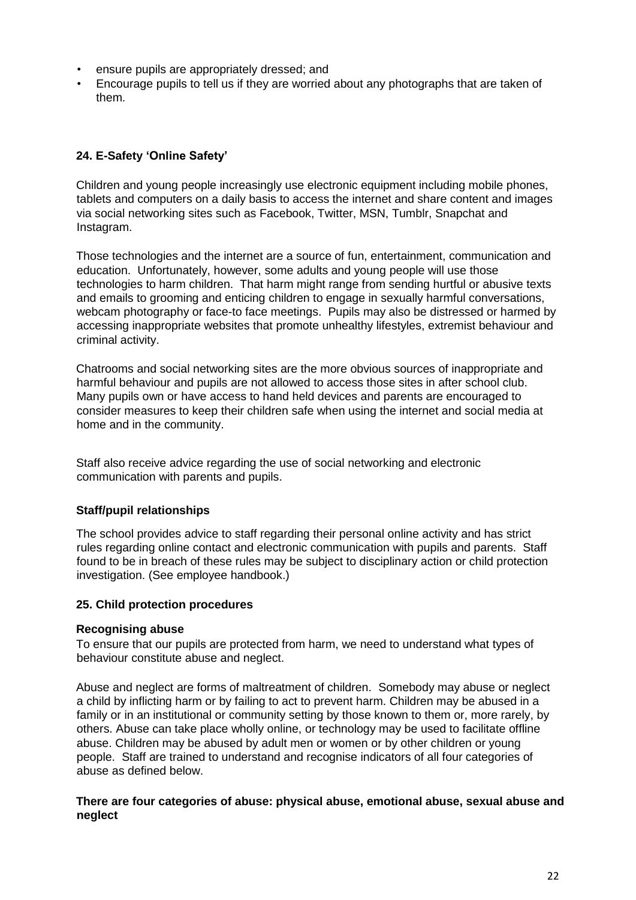- ensure pupils are appropriately dressed; and
- Encourage pupils to tell us if they are worried about any photographs that are taken of them.

### 24. E-Safety 'Online Safety'

Children and young people increasingly use electronic equipment including mobile phones, tablets and computers on a daily basis to access the internet and share content and images via social networking sites such as Facebook, Twitter, MSN, Tumblr, Snapchat and Instagram.

Those technologies and the internet are a source of fun, entertainment, communication and education. Unfortunately, however, some adults and young people will use those technologies to harm children. That harm might range from sending hurtful or abusive texts and emails to grooming and enticing children to engage in sexually harmful conversations, webcam photography or face-to face meetings. Pupils may also be distressed or harmed by accessing inappropriate websites that promote unhealthy lifestyles, extremist behaviour and criminal activity.

Chatrooms and social networking sites are the more obvious sources of inappropriate and harmful behaviour and pupils are not allowed to access those sites in after school club. Many pupils own or have access to hand held devices and parents are encouraged to consider measures to keep their children safe when using the internet and social media at home and in the community.

Staff also receive advice regarding the use of social networking and electronic communication with parents and pupils.

#### Staff/pupil relationships

The school provides advice to staff regarding their personal online activity and has strict rules regarding online contact and electronic communication with pupils and parents. Staff found to be in breach of these rules may be subject to disciplinary action or child protection investigation. (See employee handbook.)

### 25. Child protection procedures

#### Recognising abuse

To ensure that our pupils are protected from harm, we need to understand what types of behaviour constitute abuse and neglect.

Abuse and neglect are forms of maltreatment of children. Somebody may abuse or neglect a child by inflicting harm or by failing to act to prevent harm. Children may be abused in a family or in an institutional or community setting by those known to them or, more rarely, by others. Abuse can take place wholly online, or technology may be used to facilitate offline abuse. Children may be abused by adult men or women or by other children or young people. Staff are trained to understand and recognise indicators of all four categories of abuse as defined below.

**There are four categories of abuse: physical abuse, emotional abuse, sexual abuse and neglect**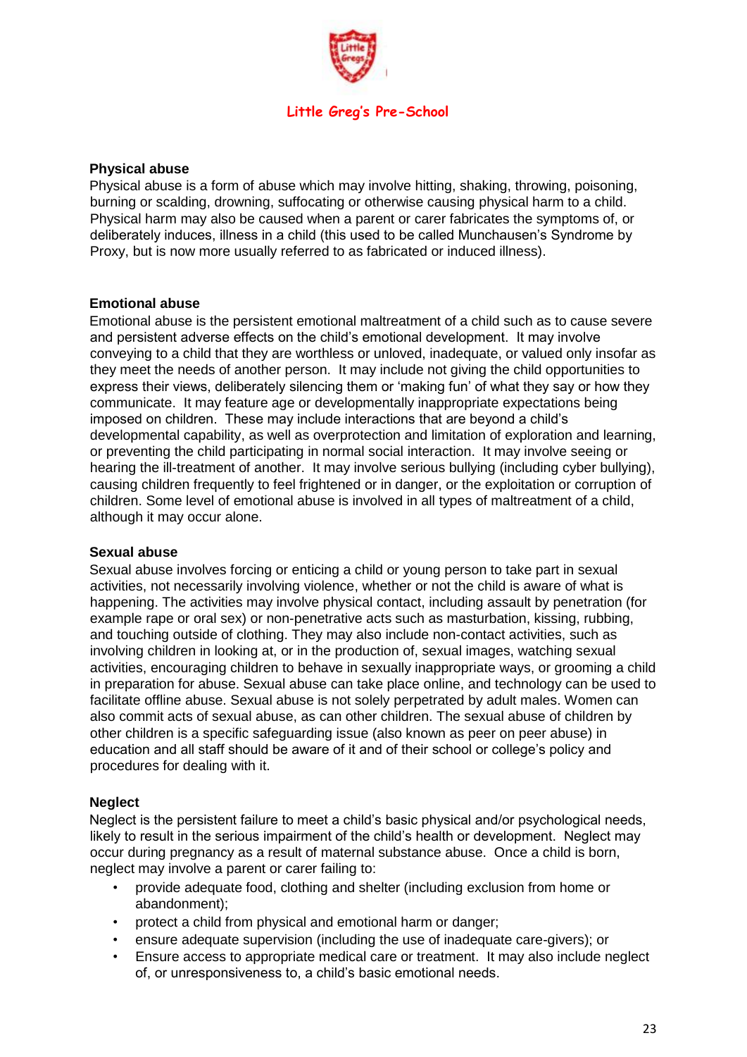**Physical abuse**
Physical abuse is a form of abuse which may involve hitting, shaking, throwing, poisoning, burning or scalding, drowning, suffocating or otherwise causing physical harm to a child. Physical harm may also be caused when a parent or carer fabricates the symptoms of, or deliberately induces, illness in a child (this used to be called Munchausen's Syndrome by Proxy, but is now more usually referred to as fabricated or induced illness).

**Emotional abuse**
Emotional abuse is the persistent emotional maltreatment of a child such as to cause severe and persistent adverse effects on the child's emotional development. It may involve conveying to a child that they are worthless or unloved, inadequate, or valued only insofar as they meet the needs of another person. It may include not giving the child opportunities to express their views, deliberately silencing them or 'making fun' of what they say or how they communicate. It may feature age or developmentally inappropriate expectations being imposed on children. These may include interactions that are beyond a child's developmental capability, as well as overprotection and limitation of exploration and learning, or preventing the child participating in normal social interaction. It may involve seeing or hearing the ill-treatment of another. It may involve serious bullying (including cyber bullying), causing children frequently to feel frightened or in danger, or the exploitation or corruption of children. Some level of emotional abuse is involved in all types of maltreatment of a child, although it may occur alone.

**Sexual abuse**
Sexual abuse involves forcing or enticing a child or young person to take part in sexual activities, not necessarily involving violence, whether or not the child is aware of what is happening. The activities may involve physical contact, including assault by penetration (for example rape or oral sex) or non-penetrative acts such as masturbation, kissing, rubbing, and touching outside of clothing. They may also include non-contact activities, such as involving children in looking at, or in the production of, sexual images, watching sexual activities, encouraging children to behave in sexually inappropriate ways, or grooming a child in preparation for abuse. Sexual abuse can take place online, and technology can be used to facilitate offline abuse. Sexual abuse is not solely perpetrated by adult males. Women can also commit acts of sexual abuse, as can other children. The sexual abuse of children by other children is a specific safeguarding issue (also known as peer on peer abuse) in education and all staff should be aware of it and of their school or college's policy and procedures for dealing with it.

**Neglect**
Neglect is the persistent failure to meet a child's basic physical and/or psychological needs, likely to result in the serious impairment of the child's health or development. Neglect may occur during pregnancy as a result of maternal substance abuse. Once a child is born, neglect may involve a parent or carer failing to:

- provide adequate food, clothing and shelter (including exclusion from home or abandonment);
- protect a child from physical and emotional harm or danger;
- ensure adequate supervision (including the use of inadequate care-givers); or
- Ensure access to appropriate medical care or treatment. It may also include neglect of, or unresponsiveness to, a child's basic emotional needs.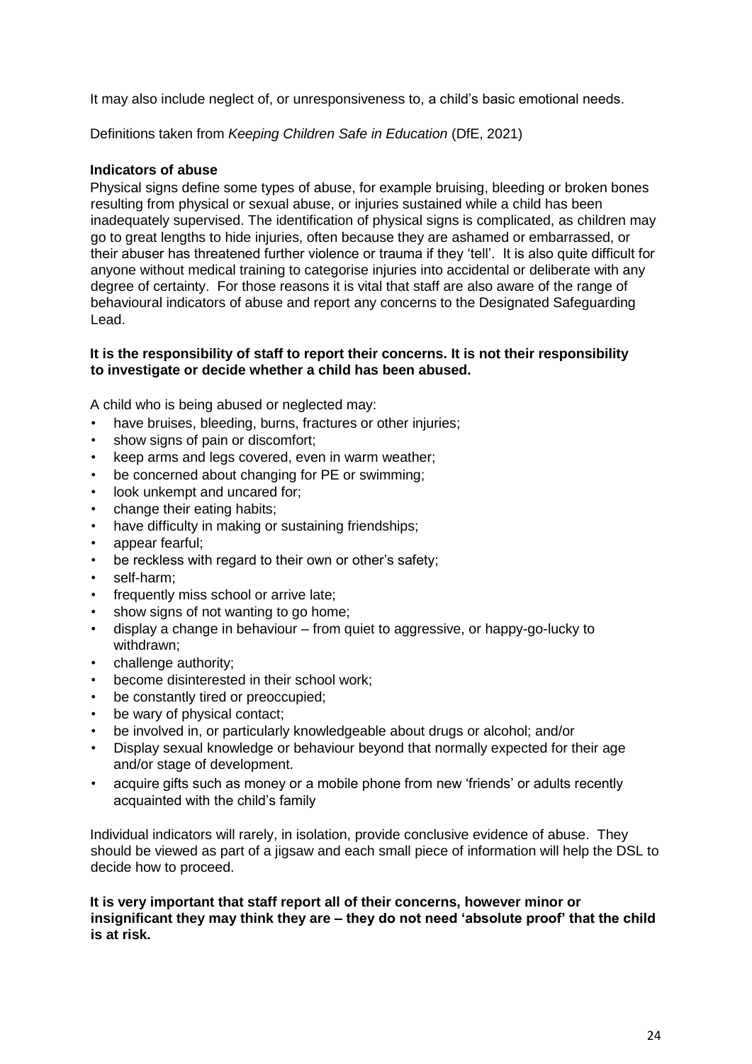It may also include neglect of, or unresponsiveness to, a child's basic emotional needs.

Definitions taken from *Keeping Children Safe in Education* (DfE, 2021)

**Indicators of abuse**

Physical signs define some types of abuse, for example bruising, bleeding or broken bones resulting from physical or sexual abuse, or injuries sustained while a child has been inadequately supervised. The identification of physical signs is complicated, as children may go to great lengths to hide injuries, often because they are ashamed or embarrassed, or their abuser has threatened further violence or trauma if they 'tell'. It is also quite difficult for anyone without medical training to categorise injuries into accidental or deliberate with any degree of certainty. For those reasons it is vital that staff are also aware of the range of behavioural indicators of abuse and report any concerns to the Designated Safeguarding Lead.

**It is the responsibility of staff to report their concerns. It is not their responsibility to investigate or decide whether a child has been abused.**

A child who is being abused or neglected may:

- have bruises, bleeding, burns, fractures or other injuries;
- show signs of pain or discomfort;
- keep arms and legs covered, even in warm weather;
- be concerned about changing for PE or swimming;
- look unkempt and uncared for;
- change their eating habits;
- have difficulty in making or sustaining friendships;
- appear fearful;
- be reckless with regard to their own or other's safety;
- self-harm;
- frequently miss school or arrive late;
- show signs of not wanting to go home;
- display a change in behaviour – from quiet to aggressive, or happy-go-lucky to withdrawn;
- challenge authority;
- become disinterested in their school work;
- be constantly tired or preoccupied;
- be wary of physical contact;
- be involved in, or particularly knowledgeable about drugs or alcohol; and/or
- Display sexual knowledge or behaviour beyond that normally expected for their age and/or stage of development.
- acquire gifts such as money or a mobile phone from new 'friends' or adults recently acquainted with the child's family

Individual indicators will rarely, in isolation, provide conclusive evidence of abuse. They should be viewed as part of a jigsaw and each small piece of information will help the DSL to decide how to proceed.

**It is very important that staff report all of their concerns, however minor or insignificant they may think they are – they do not need 'absolute proof' that the child is at risk.**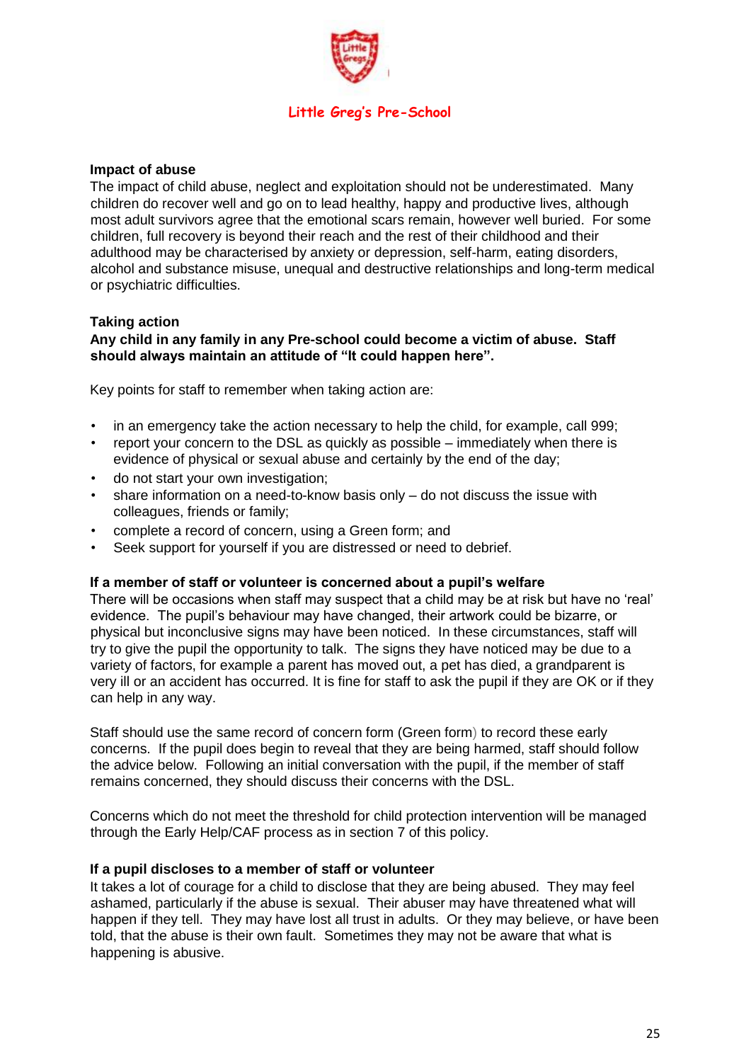### Impact of abuse

The impact of child abuse, neglect and exploitation should not be underestimated. Many children do recover well and go on to lead healthy, happy and productive lives, although most adult survivors agree that the emotional scars remain, however well buried. For some children, full recovery is beyond their reach and the rest of their childhood and their adulthood may be characterised by anxiety or depression, self-harm, eating disorders, alcohol and substance misuse, unequal and destructive relationships and long-term medical or psychiatric difficulties.

### Taking action

**Any child in any family in any Pre-school could become a victim of abuse. Staff should always maintain an attitude of "It could happen here".**

Key points for staff to remember when taking action are:

- in an emergency take the action necessary to help the child, for example, call 999;
- report your concern to the DSL as quickly as possible – immediately when there is evidence of physical or sexual abuse and certainly by the end of the day;
- do not start your own investigation;
- share information on a need-to-know basis only – do not discuss the issue with colleagues, friends or family;
- complete a record of concern, using a Green form; and
- Seek support for yourself if you are distressed or need to debrief.

### If a member of staff or volunteer is concerned about a pupil's welfare

There will be occasions when staff may suspect that a child may be at risk but have no 'real' evidence. The pupil's behaviour may have changed, their artwork could be bizarre, or physical but inconclusive signs may have been noticed. In these circumstances, staff will try to give the pupil the opportunity to talk. The signs they have noticed may be due to a variety of factors, for example a parent has moved out, a pet has died, a grandparent is very ill or an accident has occurred. It is fine for staff to ask the pupil if they are OK or if they can help in any way.

Staff should use the same record of concern form (Green form) to record these early concerns. If the pupil does begin to reveal that they are being harmed, staff should follow the advice below. Following an initial conversation with the pupil, if the member of staff remains concerned, they should discuss their concerns with the DSL.

Concerns which do not meet the threshold for child protection intervention will be managed through the Early Help/CAF process as in section 7 of this policy.

### If a pupil discloses to a member of staff or volunteer

It takes a lot of courage for a child to disclose that they are being abused. They may feel ashamed, particularly if the abuse is sexual. Their abuser may have threatened what will happen if they tell. They may have lost all trust in adults. Or they may believe, or have been told, that the abuse is their own fault. Sometimes they may not be aware that what is happening is abusive.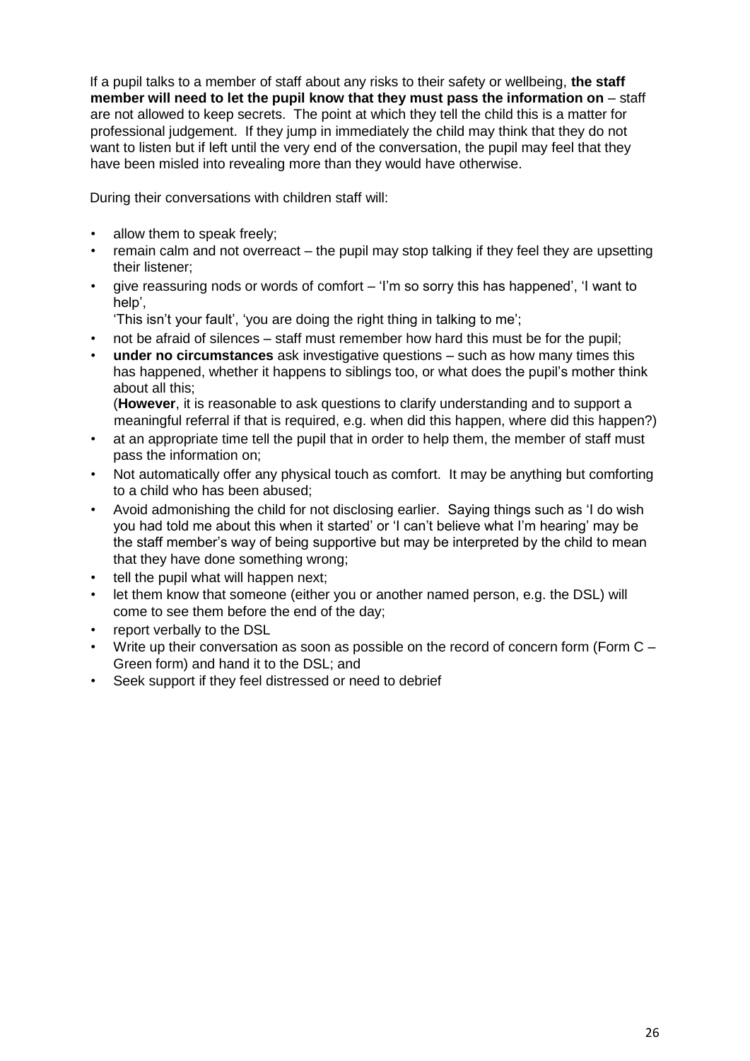If a pupil talks to a member of staff about any risks to their safety or wellbeing, **the staff member will need to let the pupil know that they must pass the information on** – staff are not allowed to keep secrets. The point at which they tell the child this is a matter for professional judgement. If they jump in immediately the child may think that they do not want to listen but if left until the very end of the conversation, the pupil may feel that they have been misled into revealing more than they would have otherwise.

During their conversations with children staff will:

- allow them to speak freely;
- remain calm and not overreact – the pupil may stop talking if they feel they are upsetting their listener;
- give reassuring nods or words of comfort – 'I'm so sorry this has happened', 'I want to help',
  'This isn't your fault', 'you are doing the right thing in talking to me';
- not be afraid of silences – staff must remember how hard this must be for the pupil;
- **under no circumstances** ask investigative questions – such as how many times this has happened, whether it happens to siblings too, or what does the pupil's mother think about all this;
  (**However**, it is reasonable to ask questions to clarify understanding and to support a meaningful referral if that is required, e.g. when did this happen, where did this happen?)
- at an appropriate time tell the pupil that in order to help them, the member of staff must pass the information on;
- Not automatically offer any physical touch as comfort. It may be anything but comforting to a child who has been abused;
- Avoid admonishing the child for not disclosing earlier. Saying things such as 'I do wish you had told me about this when it started' or 'I can't believe what I'm hearing' may be the staff member's way of being supportive but may be interpreted by the child to mean that they have done something wrong;
- tell the pupil what will happen next;
- let them know that someone (either you or another named person, e.g. the DSL) will come to see them before the end of the day;
- report verbally to the DSL
- Write up their conversation as soon as possible on the record of concern form (Form C – Green form) and hand it to the DSL; and
- Seek support if they feel distressed or need to debrief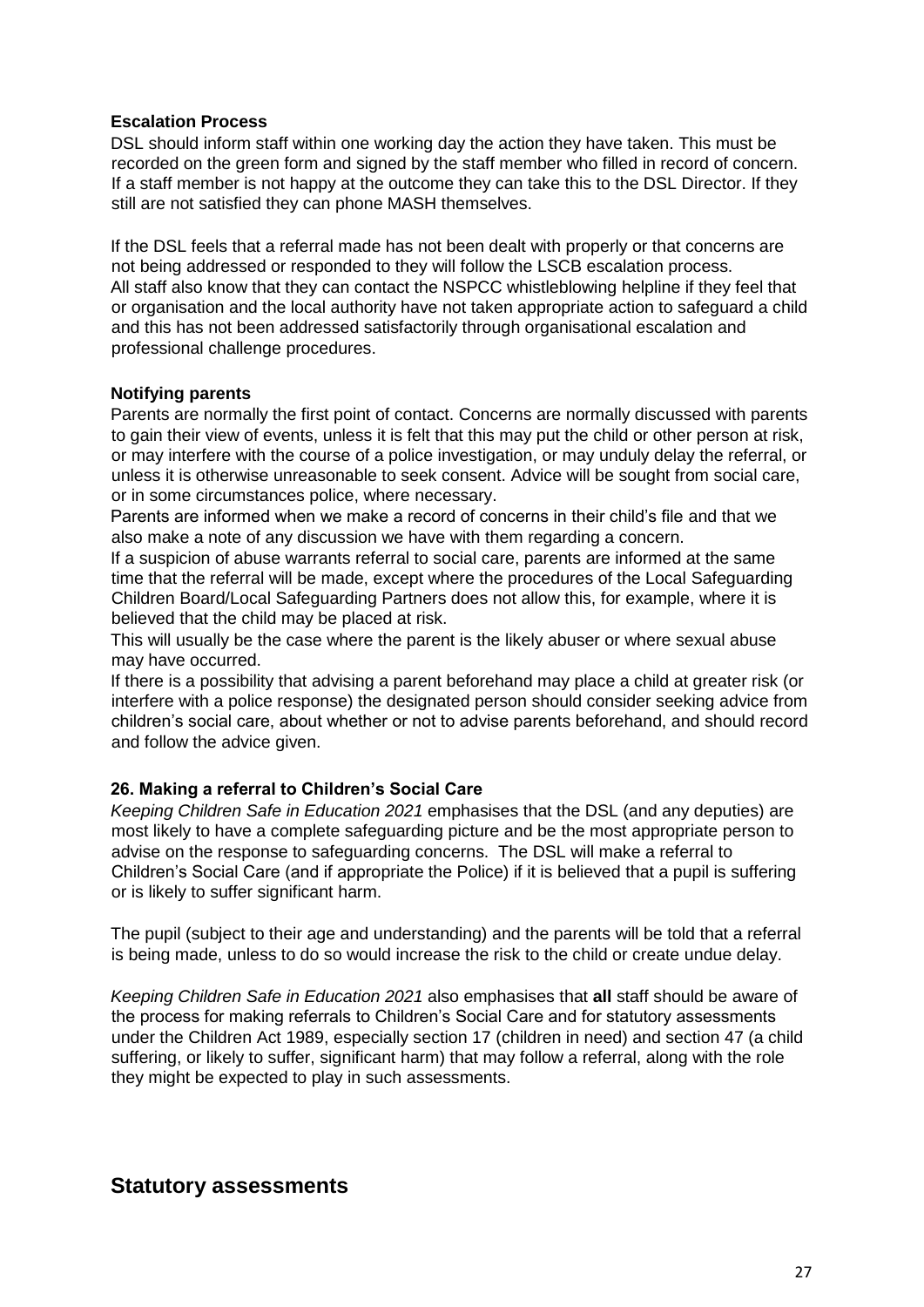**Escalation Process**

DSL should inform staff within one working day the action they have taken. This must be recorded on the green form and signed by the staff member who filled in record of concern. If a staff member is not happy at the outcome they can take this to the DSL Director. If they still are not satisfied they can phone MASH themselves.

If the DSL feels that a referral made has not been dealt with properly or that concerns are not being addressed or responded to they will follow the LSCB escalation process. All staff also know that they can contact the NSPCC whistleblowing helpline if they feel that or organisation and the local authority have not taken appropriate action to safeguard a child and this has not been addressed satisfactorily through organisational escalation and professional challenge procedures.

**Notifying parents**

Parents are normally the first point of contact. Concerns are normally discussed with parents to gain their view of events, unless it is felt that this may put the child or other person at risk, or may interfere with the course of a police investigation, or may unduly delay the referral, or unless it is otherwise unreasonable to seek consent. Advice will be sought from social care, or in some circumstances police, where necessary.

Parents are informed when we make a record of concerns in their child's file and that we also make a note of any discussion we have with them regarding a concern.

If a suspicion of abuse warrants referral to social care, parents are informed at the same time that the referral will be made, except where the procedures of the Local Safeguarding Children Board/Local Safeguarding Partners does not allow this, for example, where it is believed that the child may be placed at risk.

This will usually be the case where the parent is the likely abuser or where sexual abuse may have occurred.

If there is a possibility that advising a parent beforehand may place a child at greater risk (or interfere with a police response) the designated person should consider seeking advice from children's social care, about whether or not to advise parents beforehand, and should record and follow the advice given.

**26. Making a referral to Children's Social Care**

*Keeping Children Safe in Education 2021* emphasises that the DSL (and any deputies) are most likely to have a complete safeguarding picture and be the most appropriate person to advise on the response to safeguarding concerns. The DSL will make a referral to Children's Social Care (and if appropriate the Police) if it is believed that a pupil is suffering or is likely to suffer significant harm.

The pupil (subject to their age and understanding) and the parents will be told that a referral is being made, unless to do so would increase the risk to the child or create undue delay.

*Keeping Children Safe in Education 2021* also emphasises that **all** staff should be aware of the process for making referrals to Children's Social Care and for statutory assessments under the Children Act 1989, especially section 17 (children in need) and section 47 (a child suffering, or likely to suffer, significant harm) that may follow a referral, along with the role they might be expected to play in such assessments.

## Statutory assessments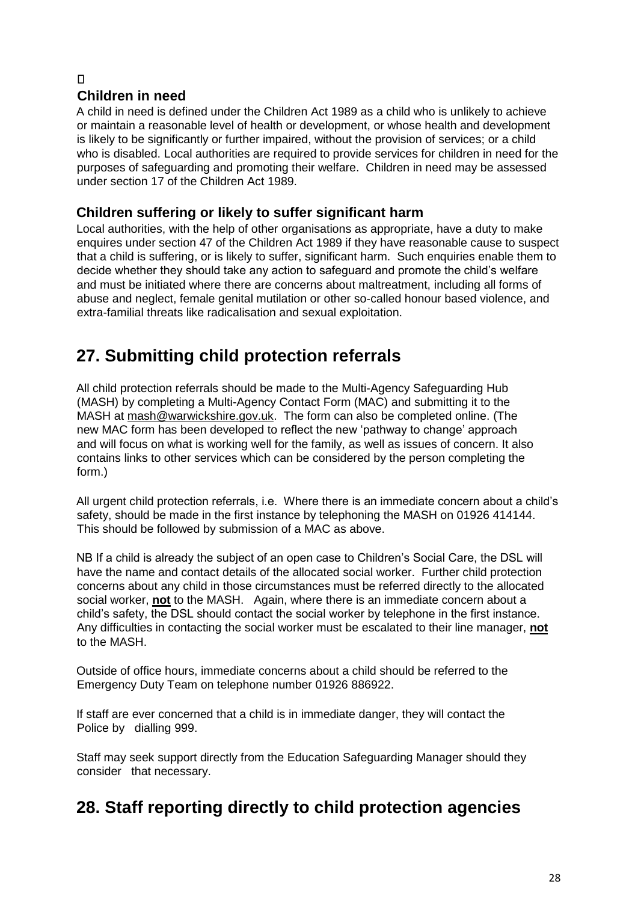□

### Children in need

A child in need is defined under the Children Act 1989 as a child who is unlikely to achieve or maintain a reasonable level of health or development, or whose health and development is likely to be significantly or further impaired, without the provision of services; or a child who is disabled. Local authorities are required to provide services for children in need for the purposes of safeguarding and promoting their welfare. Children in need may be assessed under section 17 of the Children Act 1989.

### Children suffering or likely to suffer significant harm

Local authorities, with the help of other organisations as appropriate, have a duty to make enquires under section 47 of the Children Act 1989 if they have reasonable cause to suspect that a child is suffering, or is likely to suffer, significant harm. Such enquiries enable them to decide whether they should take any action to safeguard and promote the child's welfare and must be initiated where there are concerns about maltreatment, including all forms of abuse and neglect, female genital mutilation or other so-called honour based violence, and extra-familial threats like radicalisation and sexual exploitation.

## 27. Submitting child protection referrals

All child protection referrals should be made to the Multi-Agency Safeguarding Hub (MASH) by completing a Multi-Agency Contact Form (MAC) and submitting it to the MASH at mash@warwickshire.gov.uk. The form can also be completed online. (The new MAC form has been developed to reflect the new 'pathway to change' approach and will focus on what is working well for the family, as well as issues of concern. It also contains links to other services which can be considered by the person completing the form.)

All urgent child protection referrals, i.e. Where there is an immediate concern about a child's safety, should be made in the first instance by telephoning the MASH on 01926 414144. This should be followed by submission of a MAC as above.

NB If a child is already the subject of an open case to Children's Social Care, the DSL will have the name and contact details of the allocated social worker. Further child protection concerns about any child in those circumstances must be referred directly to the allocated social worker, **not** to the MASH. Again, where there is an immediate concern about a child's safety, the DSL should contact the social worker by telephone in the first instance. Any difficulties in contacting the social worker must be escalated to their line manager, **not** to the MASH.

Outside of office hours, immediate concerns about a child should be referred to the Emergency Duty Team on telephone number 01926 886922.

If staff are ever concerned that a child is in immediate danger, they will contact the Police by dialling 999.

Staff may seek support directly from the Education Safeguarding Manager should they consider that necessary.

## 28. Staff reporting directly to child protection agencies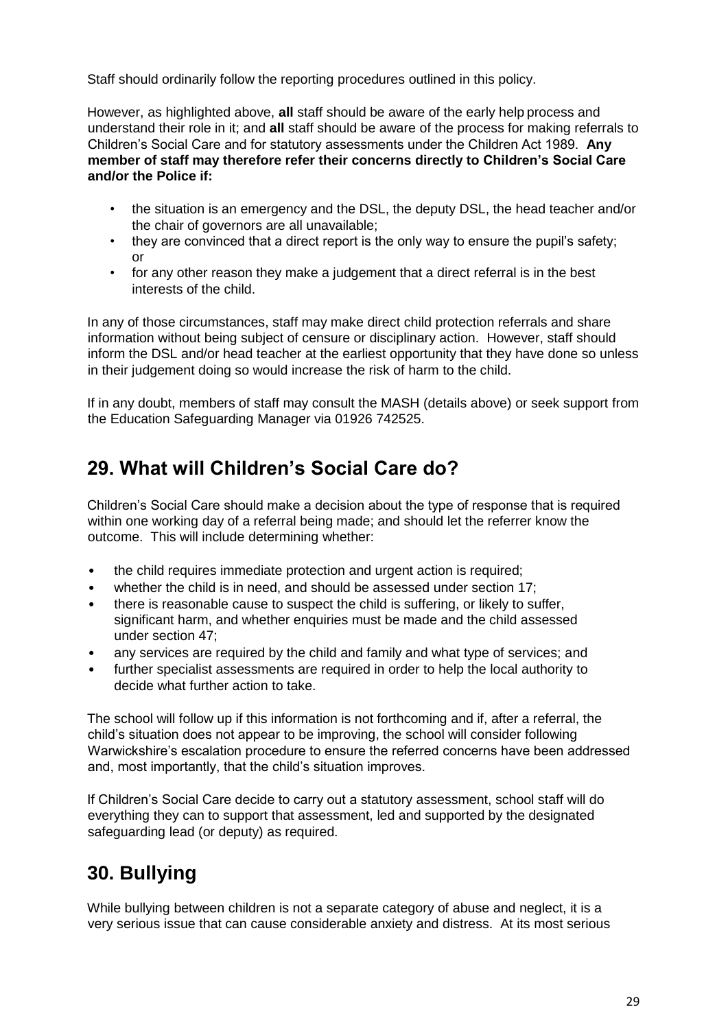Staff should ordinarily follow the reporting procedures outlined in this policy.

However, as highlighted above, **all** staff should be aware of the early help process and understand their role in it; and **all** staff should be aware of the process for making referrals to Children's Social Care and for statutory assessments under the Children Act 1989. **Any member of staff may therefore refer their concerns directly to Children's Social Care and/or the Police if:**

- the situation is an emergency and the DSL, the deputy DSL, the head teacher and/or the chair of governors are all unavailable;
- they are convinced that a direct report is the only way to ensure the pupil's safety; or
- for any other reason they make a judgement that a direct referral is in the best interests of the child.

In any of those circumstances, staff may make direct child protection referrals and share information without being subject of censure or disciplinary action. However, staff should inform the DSL and/or head teacher at the earliest opportunity that they have done so unless in their judgement doing so would increase the risk of harm to the child.

If in any doubt, members of staff may consult the MASH (details above) or seek support from the Education Safeguarding Manager via 01926 742525.

## 29. What will Children's Social Care do?

Children's Social Care should make a decision about the type of response that is required within one working day of a referral being made; and should let the referrer know the outcome. This will include determining whether:

- the child requires immediate protection and urgent action is required;
- whether the child is in need, and should be assessed under section 17;
- there is reasonable cause to suspect the child is suffering, or likely to suffer, significant harm, and whether enquiries must be made and the child assessed under section 47;
- any services are required by the child and family and what type of services; and
- further specialist assessments are required in order to help the local authority to decide what further action to take.

The school will follow up if this information is not forthcoming and if, after a referral, the child's situation does not appear to be improving, the school will consider following Warwickshire's escalation procedure to ensure the referred concerns have been addressed and, most importantly, that the child's situation improves.

If Children's Social Care decide to carry out a statutory assessment, school staff will do everything they can to support that assessment, led and supported by the designated safeguarding lead (or deputy) as required.

## 30. Bullying

While bullying between children is not a separate category of abuse and neglect, it is a very serious issue that can cause considerable anxiety and distress. At its most serious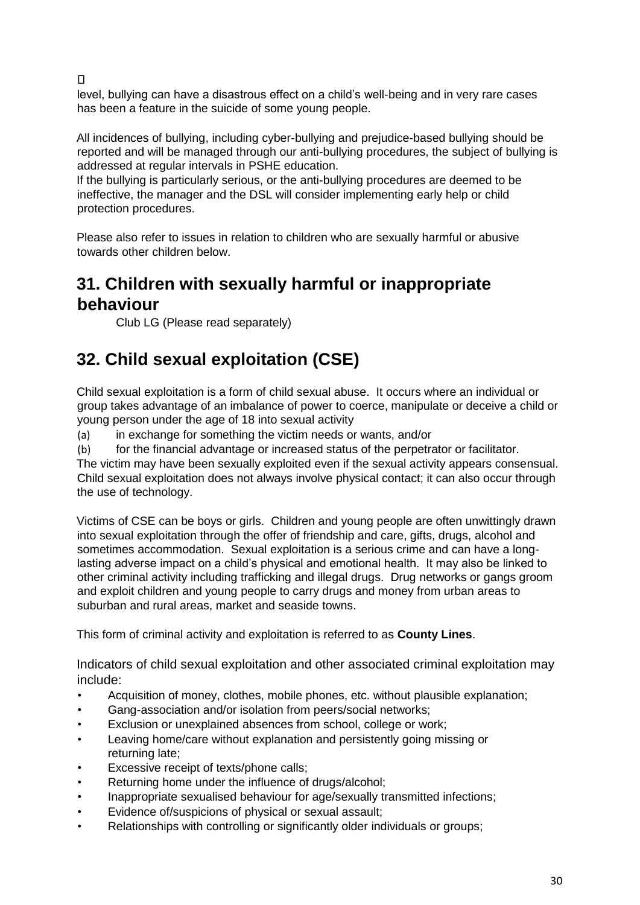level, bullying can have a disastrous effect on a child's well-being and in very rare cases has been a feature in the suicide of some young people.

All incidences of bullying, including cyber-bullying and prejudice-based bullying should be reported and will be managed through our anti-bullying procedures, the subject of bullying is addressed at regular intervals in PSHE education.
If the bullying is particularly serious, or the anti-bullying procedures are deemed to be ineffective, the manager and the DSL will consider implementing early help or child protection procedures.

Please also refer to issues in relation to children who are sexually harmful or abusive towards other children below.

## 31. Children with sexually harmful or inappropriate behaviour

Club LG (Please read separately)

## 32. Child sexual exploitation (CSE)

Child sexual exploitation is a form of child sexual abuse. It occurs where an individual or group takes advantage of an imbalance of power to coerce, manipulate or deceive a child or young person under the age of 18 into sexual activity

(a) in exchange for something the victim needs or wants, and/or
(b) for the financial advantage or increased status of the perpetrator or facilitator.

The victim may have been sexually exploited even if the sexual activity appears consensual. Child sexual exploitation does not always involve physical contact; it can also occur through the use of technology.

Victims of CSE can be boys or girls. Children and young people are often unwittingly drawn into sexual exploitation through the offer of friendship and care, gifts, drugs, alcohol and sometimes accommodation. Sexual exploitation is a serious crime and can have a long-lasting adverse impact on a child's physical and emotional health. It may also be linked to other criminal activity including trafficking and illegal drugs. Drug networks or gangs groom and exploit children and young people to carry drugs and money from urban areas to suburban and rural areas, market and seaside towns.

This form of criminal activity and exploitation is referred to as **County Lines**.

Indicators of child sexual exploitation and other associated criminal exploitation may include:

- Acquisition of money, clothes, mobile phones, etc. without plausible explanation;
- Gang-association and/or isolation from peers/social networks;
- Exclusion or unexplained absences from school, college or work;
- Leaving home/care without explanation and persistently going missing or returning late;
- Excessive receipt of texts/phone calls;
- Returning home under the influence of drugs/alcohol;
- Inappropriate sexualised behaviour for age/sexually transmitted infections;
- Evidence of/suspicions of physical or sexual assault;
- Relationships with controlling or significantly older individuals or groups;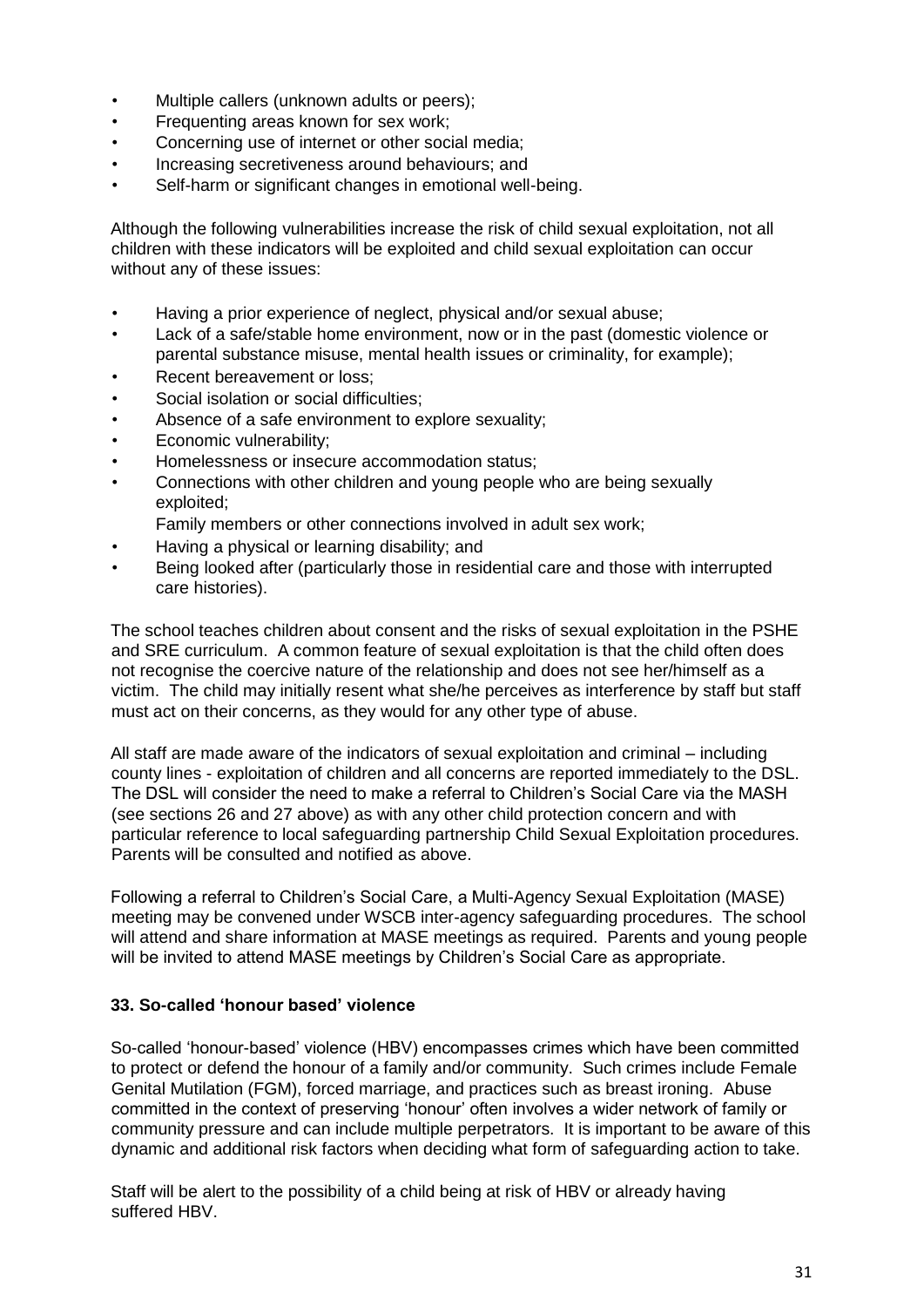- Multiple callers (unknown adults or peers);
- Frequenting areas known for sex work;
- Concerning use of internet or other social media;
- Increasing secretiveness around behaviours; and
- Self-harm or significant changes in emotional well-being.

Although the following vulnerabilities increase the risk of child sexual exploitation, not all children with these indicators will be exploited and child sexual exploitation can occur without any of these issues:

- Having a prior experience of neglect, physical and/or sexual abuse;
- Lack of a safe/stable home environment, now or in the past (domestic violence or parental substance misuse, mental health issues or criminality, for example);
- Recent bereavement or loss;
- Social isolation or social difficulties;
- Absence of a safe environment to explore sexuality;
- Economic vulnerability;
- Homelessness or insecure accommodation status;
- Connections with other children and young people who are being sexually exploited;
  Family members or other connections involved in adult sex work;
- Having a physical or learning disability; and
- Being looked after (particularly those in residential care and those with interrupted care histories).

The school teaches children about consent and the risks of sexual exploitation in the PSHE and SRE curriculum. A common feature of sexual exploitation is that the child often does not recognise the coercive nature of the relationship and does not see her/himself as a victim. The child may initially resent what she/he perceives as interference by staff but staff must act on their concerns, as they would for any other type of abuse.

All staff are made aware of the indicators of sexual exploitation and criminal – including county lines - exploitation of children and all concerns are reported immediately to the DSL. The DSL will consider the need to make a referral to Children's Social Care via the MASH (see sections 26 and 27 above) as with any other child protection concern and with particular reference to local safeguarding partnership Child Sexual Exploitation procedures. Parents will be consulted and notified as above.

Following a referral to Children's Social Care, a Multi-Agency Sexual Exploitation (MASE) meeting may be convened under WSCB inter-agency safeguarding procedures. The school will attend and share information at MASE meetings as required. Parents and young people will be invited to attend MASE meetings by Children's Social Care as appropriate.

### 33. So-called 'honour based' violence

So-called 'honour-based' violence (HBV) encompasses crimes which have been committed to protect or defend the honour of a family and/or community. Such crimes include Female Genital Mutilation (FGM), forced marriage, and practices such as breast ironing. Abuse committed in the context of preserving 'honour' often involves a wider network of family or community pressure and can include multiple perpetrators. It is important to be aware of this dynamic and additional risk factors when deciding what form of safeguarding action to take.

Staff will be alert to the possibility of a child being at risk of HBV or already having suffered HBV.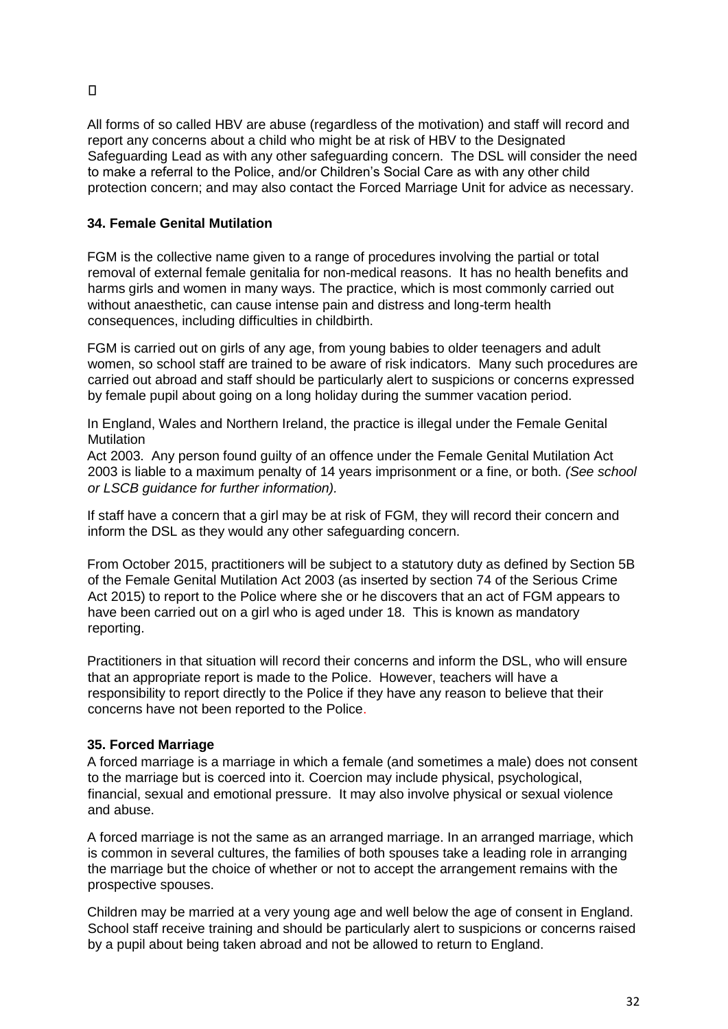All forms of so called HBV are abuse (regardless of the motivation) and staff will record and report any concerns about a child who might be at risk of HBV to the Designated Safeguarding Lead as with any other safeguarding concern. The DSL will consider the need to make a referral to the Police, and/or Children's Social Care as with any other child protection concern; and may also contact the Forced Marriage Unit for advice as necessary.

### 34. Female Genital Mutilation

FGM is the collective name given to a range of procedures involving the partial or total removal of external female genitalia for non-medical reasons. It has no health benefits and harms girls and women in many ways. The practice, which is most commonly carried out without anaesthetic, can cause intense pain and distress and long-term health consequences, including difficulties in childbirth.

FGM is carried out on girls of any age, from young babies to older teenagers and adult women, so school staff are trained to be aware of risk indicators. Many such procedures are carried out abroad and staff should be particularly alert to suspicions or concerns expressed by female pupil about going on a long holiday during the summer vacation period.

In England, Wales and Northern Ireland, the practice is illegal under the Female Genital Mutilation
Act 2003. Any person found guilty of an offence under the Female Genital Mutilation Act 2003 is liable to a maximum penalty of 14 years imprisonment or a fine, or both. *(See school or LSCB guidance for further information).*

If staff have a concern that a girl may be at risk of FGM, they will record their concern and inform the DSL as they would any other safeguarding concern.

From October 2015, practitioners will be subject to a statutory duty as defined by Section 5B of the Female Genital Mutilation Act 2003 (as inserted by section 74 of the Serious Crime Act 2015) to report to the Police where she or he discovers that an act of FGM appears to have been carried out on a girl who is aged under 18. This is known as mandatory reporting.

Practitioners in that situation will record their concerns and inform the DSL, who will ensure that an appropriate report is made to the Police. However, teachers will have a responsibility to report directly to the Police if they have any reason to believe that their concerns have not been reported to the Police.

### 35. Forced Marriage

A forced marriage is a marriage in which a female (and sometimes a male) does not consent to the marriage but is coerced into it. Coercion may include physical, psychological, financial, sexual and emotional pressure. It may also involve physical or sexual violence and abuse.

A forced marriage is not the same as an arranged marriage. In an arranged marriage, which is common in several cultures, the families of both spouses take a leading role in arranging the marriage but the choice of whether or not to accept the arrangement remains with the prospective spouses.

Children may be married at a very young age and well below the age of consent in England. School staff receive training and should be particularly alert to suspicions or concerns raised by a pupil about being taken abroad and not be allowed to return to England.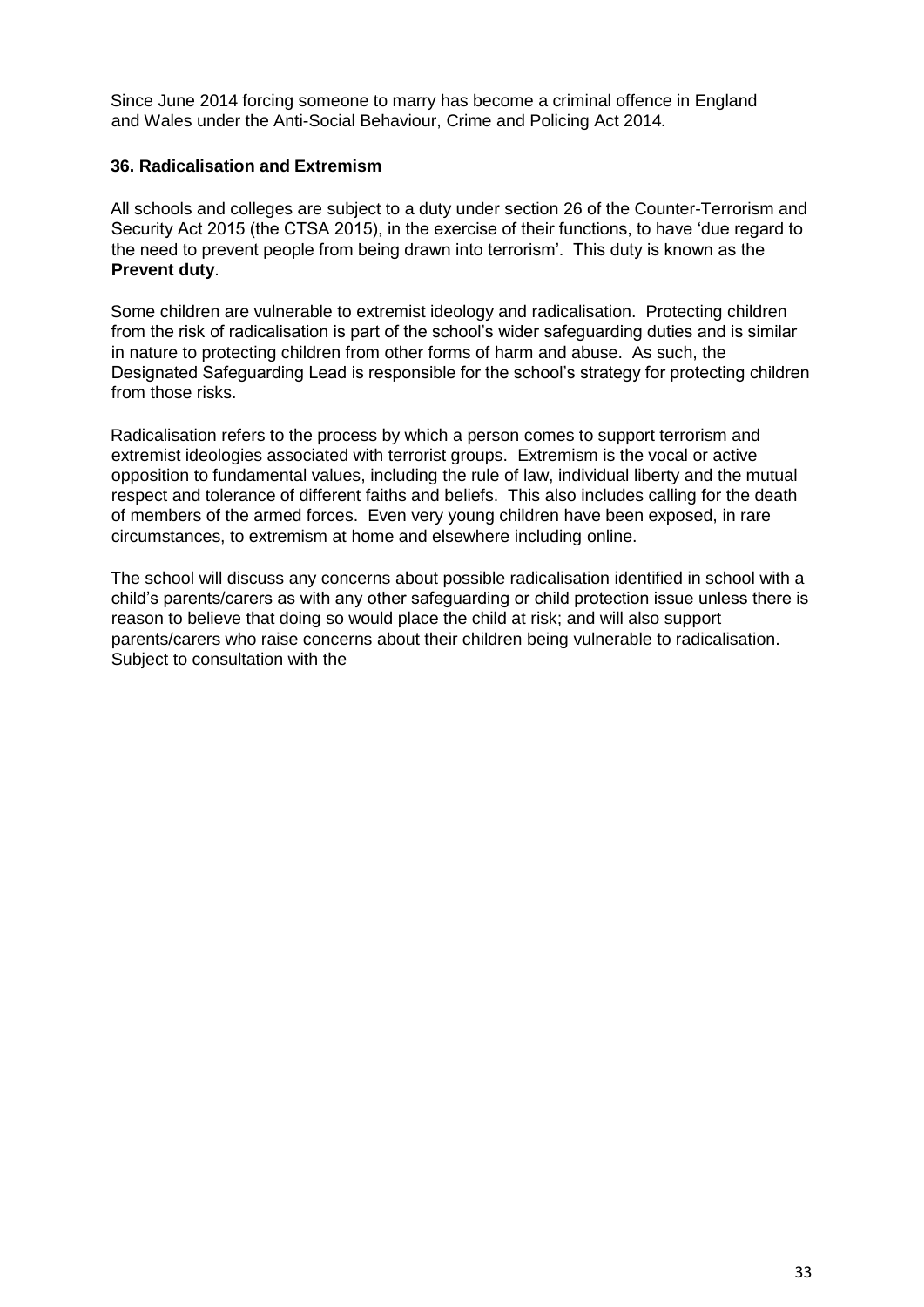Since June 2014 forcing someone to marry has become a criminal offence in England and Wales under the Anti-Social Behaviour, Crime and Policing Act 2014*.*

### 36. Radicalisation and Extremism

All schools and colleges are subject to a duty under section 26 of the Counter-Terrorism and Security Act 2015 (the CTSA 2015), in the exercise of their functions, to have 'due regard to the need to prevent people from being drawn into terrorism'. This duty is known as the **Prevent duty**.

Some children are vulnerable to extremist ideology and radicalisation. Protecting children from the risk of radicalisation is part of the school's wider safeguarding duties and is similar in nature to protecting children from other forms of harm and abuse. As such, the Designated Safeguarding Lead is responsible for the school's strategy for protecting children from those risks.

Radicalisation refers to the process by which a person comes to support terrorism and extremist ideologies associated with terrorist groups. Extremism is the vocal or active opposition to fundamental values, including the rule of law, individual liberty and the mutual respect and tolerance of different faiths and beliefs. This also includes calling for the death of members of the armed forces. Even very young children have been exposed, in rare circumstances, to extremism at home and elsewhere including online.

The school will discuss any concerns about possible radicalisation identified in school with a child's parents/carers as with any other safeguarding or child protection issue unless there is reason to believe that doing so would place the child at risk; and will also support parents/carers who raise concerns about their children being vulnerable to radicalisation. Subject to consultation with the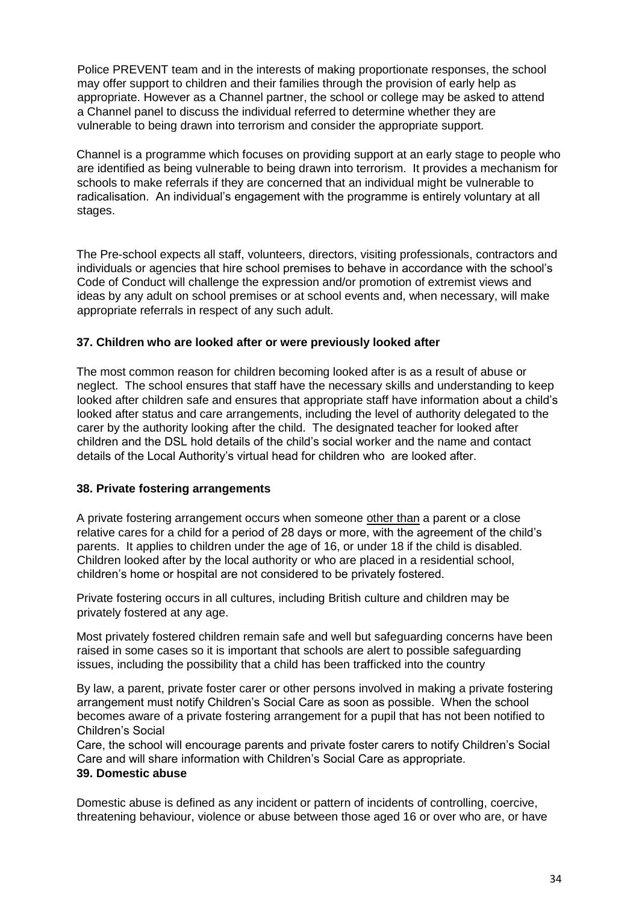Police PREVENT team and in the interests of making proportionate responses, the school may offer support to children and their families through the provision of early help as appropriate. However as a Channel partner, the school or college may be asked to attend a Channel panel to discuss the individual referred to determine whether they are vulnerable to being drawn into terrorism and consider the appropriate support.

Channel is a programme which focuses on providing support at an early stage to people who are identified as being vulnerable to being drawn into terrorism. It provides a mechanism for schools to make referrals if they are concerned that an individual might be vulnerable to radicalisation. An individual's engagement with the programme is entirely voluntary at all stages.

The Pre-school expects all staff, volunteers, directors, visiting professionals, contractors and individuals or agencies that hire school premises to behave in accordance with the school's Code of Conduct will challenge the expression and/or promotion of extremist views and ideas by any adult on school premises or at school events and, when necessary, will make appropriate referrals in respect of any such adult.

### 37. Children who are looked after or were previously looked after

The most common reason for children becoming looked after is as a result of abuse or neglect. The school ensures that staff have the necessary skills and understanding to keep looked after children safe and ensures that appropriate staff have information about a child's looked after status and care arrangements, including the level of authority delegated to the carer by the authority looking after the child. The designated teacher for looked after children and the DSL hold details of the child's social worker and the name and contact details of the Local Authority's virtual head for children who are looked after.

### 38. Private fostering arrangements

A private fostering arrangement occurs when someone other than a parent or a close relative cares for a child for a period of 28 days or more, with the agreement of the child's parents. It applies to children under the age of 16, or under 18 if the child is disabled. Children looked after by the local authority or who are placed in a residential school, children's home or hospital are not considered to be privately fostered.

Private fostering occurs in all cultures, including British culture and children may be privately fostered at any age.

Most privately fostered children remain safe and well but safeguarding concerns have been raised in some cases so it is important that schools are alert to possible safeguarding issues, including the possibility that a child has been trafficked into the country

By law, a parent, private foster carer or other persons involved in making a private fostering arrangement must notify Children's Social Care as soon as possible. When the school becomes aware of a private fostering arrangement for a pupil that has not been notified to Children's Social Care, the school will encourage parents and private foster carers to notify Children's Social Care and will share information with Children's Social Care as appropriate.

### 39. Domestic abuse

Domestic abuse is defined as any incident or pattern of incidents of controlling, coercive, threatening behaviour, violence or abuse between those aged 16 or over who are, or have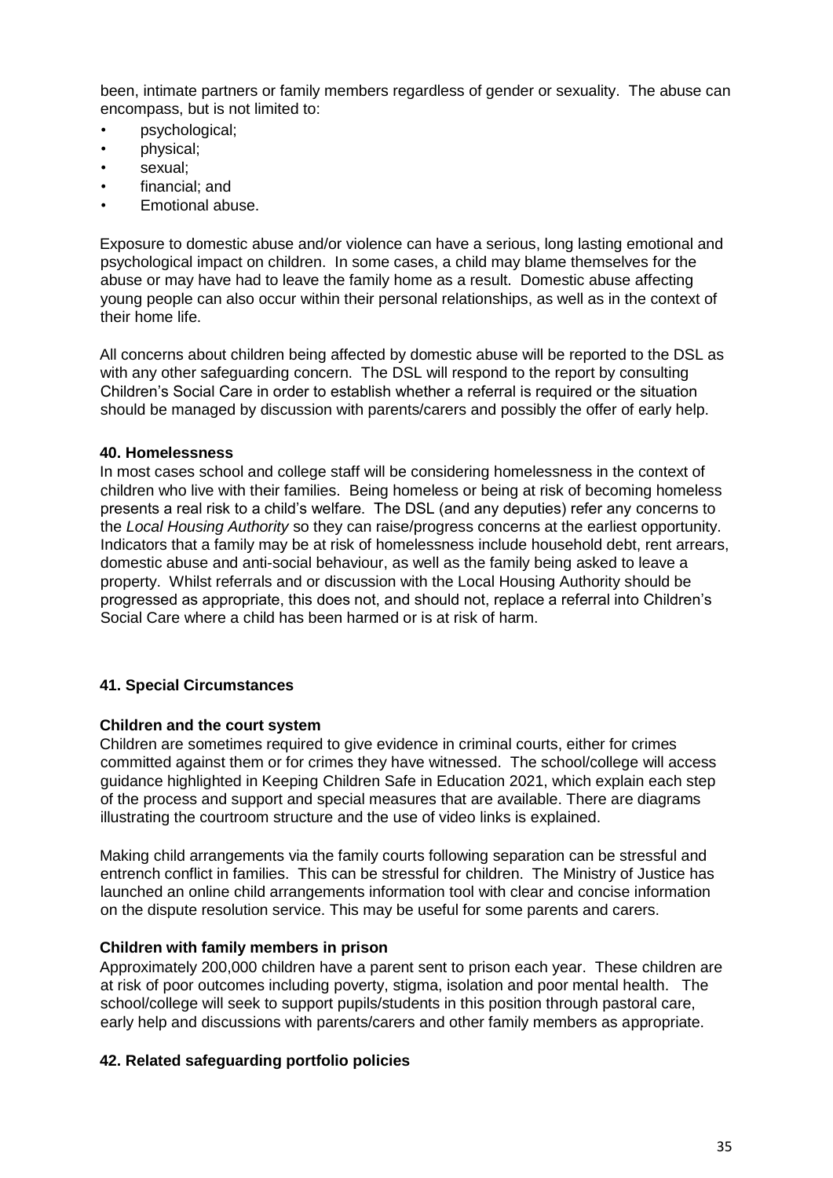been, intimate partners or family members regardless of gender or sexuality. The abuse can encompass, but is not limited to:

- psychological;
- physical;
- sexual;
- financial; and
- Emotional abuse.

Exposure to domestic abuse and/or violence can have a serious, long lasting emotional and psychological impact on children. In some cases, a child may blame themselves for the abuse or may have had to leave the family home as a result. Domestic abuse affecting young people can also occur within their personal relationships, as well as in the context of their home life.

All concerns about children being affected by domestic abuse will be reported to the DSL as with any other safeguarding concern. The DSL will respond to the report by consulting Children's Social Care in order to establish whether a referral is required or the situation should be managed by discussion with parents/carers and possibly the offer of early help.

**40. Homelessness**

In most cases school and college staff will be considering homelessness in the context of children who live with their families. Being homeless or being at risk of becoming homeless presents a real risk to a child's welfare. The DSL (and any deputies) refer any concerns to the *Local Housing Authority* so they can raise/progress concerns at the earliest opportunity. Indicators that a family may be at risk of homelessness include household debt, rent arrears, domestic abuse and anti-social behaviour, as well as the family being asked to leave a property. Whilst referrals and or discussion with the Local Housing Authority should be progressed as appropriate, this does not, and should not, replace a referral into Children's Social Care where a child has been harmed or is at risk of harm.

**41. Special Circumstances**

**Children and the court system**

Children are sometimes required to give evidence in criminal courts, either for crimes committed against them or for crimes they have witnessed. The school/college will access guidance highlighted in Keeping Children Safe in Education 2021, which explain each step of the process and support and special measures that are available. There are diagrams illustrating the courtroom structure and the use of video links is explained.

Making child arrangements via the family courts following separation can be stressful and entrench conflict in families. This can be stressful for children. The Ministry of Justice has launched an online child arrangements information tool with clear and concise information on the dispute resolution service. This may be useful for some parents and carers.

**Children with family members in prison**

Approximately 200,000 children have a parent sent to prison each year. These children are at risk of poor outcomes including poverty, stigma, isolation and poor mental health. The school/college will seek to support pupils/students in this position through pastoral care, early help and discussions with parents/carers and other family members as appropriate.

**42. Related safeguarding portfolio policies**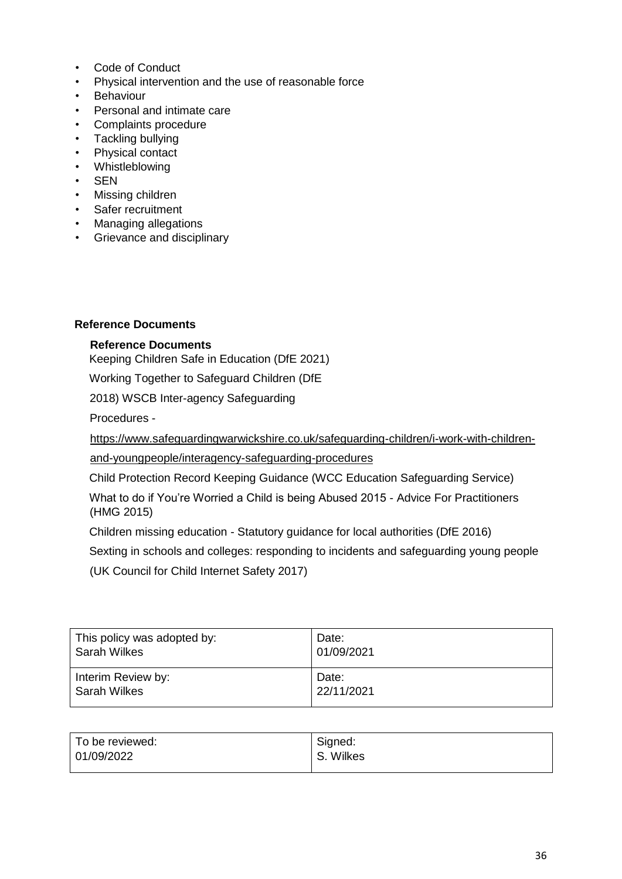- Code of Conduct
- Physical intervention and the use of reasonable force
- Behaviour
- Personal and intimate care
- Complaints procedure
- Tackling bullying
- Physical contact
- Whistleblowing
- SEN
- Missing children
- Safer recruitment
- Managing allegations
- Grievance and disciplinary

**Reference Documents**

**Reference Documents**

Keeping Children Safe in Education (DfE 2021)

Working Together to Safeguard Children (DfE 2018) WSCB Inter-agency Safeguarding Procedures - https://www.safeguardingwarwickshire.co.uk/safeguarding-children/i-work-with-children-and-youngpeople/interagency-safeguarding-procedures

Child Protection Record Keeping Guidance (WCC Education Safeguarding Service)

What to do if You're Worried a Child is being Abused 2015 - Advice For Practitioners (HMG 2015)

Children missing education - Statutory guidance for local authorities (DfE 2016)

Sexting in schools and colleges: responding to incidents and safeguarding young people (UK Council for Child Internet Safety 2017)

| | |
|---|---|
| This policy was adopted by:<br>Sarah Wilkes | Date:<br>01/09/2021 |
| Interim Review by:<br>Sarah Wilkes | Date:<br>22/11/2021 |

| | |
|---|---|
| To be reviewed:<br>01/09/2022 | Signed:<br>S. Wilkes |